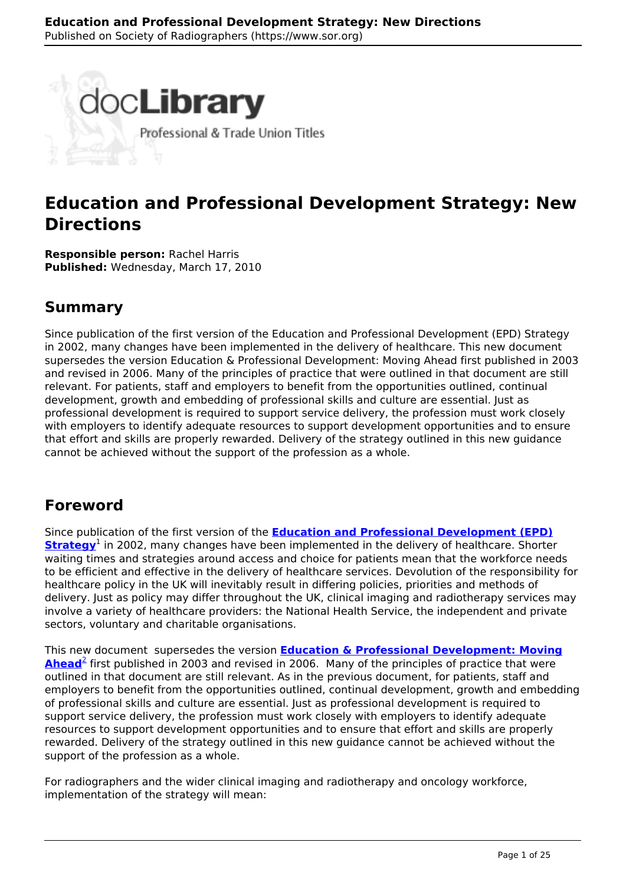# Education and Professional Development Strategy: New Directions

**Responsible person:** Rachel Harris
**Published:** Wednesday, March 17, 2010

## Summary

Since publication of the first version of the Education and Professional Development (EPD) Strategy in 2002, many changes have been implemented in the delivery of healthcare. This new document supersedes the version Education & Professional Development: Moving Ahead first published in 2003 and revised in 2006. Many of the principles of practice that were outlined in that document are still relevant. For patients, staff and employers to benefit from the opportunities outlined, continual development, growth and embedding of professional skills and culture are essential. Just as professional development is required to support service delivery, the profession must work closely with employers to identify adequate resources to support development opportunities and to ensure that effort and skills are properly rewarded. Delivery of the strategy outlined in this new guidance cannot be achieved without the support of the profession as a whole.

## Foreword

Since publication of the first version of the **Education and Professional Development (EPD) Strategy**[1] in 2002, many changes have been implemented in the delivery of healthcare. Shorter waiting times and strategies around access and choice for patients mean that the workforce needs to be efficient and effective in the delivery of healthcare services. Devolution of the responsibility for healthcare policy in the UK will inevitably result in differing policies, priorities and methods of delivery. Just as policy may differ throughout the UK, clinical imaging and radiotherapy services may involve a variety of healthcare providers: the National Health Service, the independent and private sectors, voluntary and charitable organisations.

This new document supersedes the version **Education & Professional Development: Moving Ahead**[2] first published in 2003 and revised in 2006. Many of the principles of practice that were outlined in that document are still relevant. As in the previous document, for patients, staff and employers to benefit from the opportunities outlined, continual development, growth and embedding of professional skills and culture are essential. Just as professional development is required to support service delivery, the profession must work closely with employers to identify adequate resources to support development opportunities and to ensure that effort and skills are properly rewarded. Delivery of the strategy outlined in this new guidance cannot be achieved without the support of the profession as a whole.

For radiographers and the wider clinical imaging and radiotherapy and oncology workforce, implementation of the strategy will mean: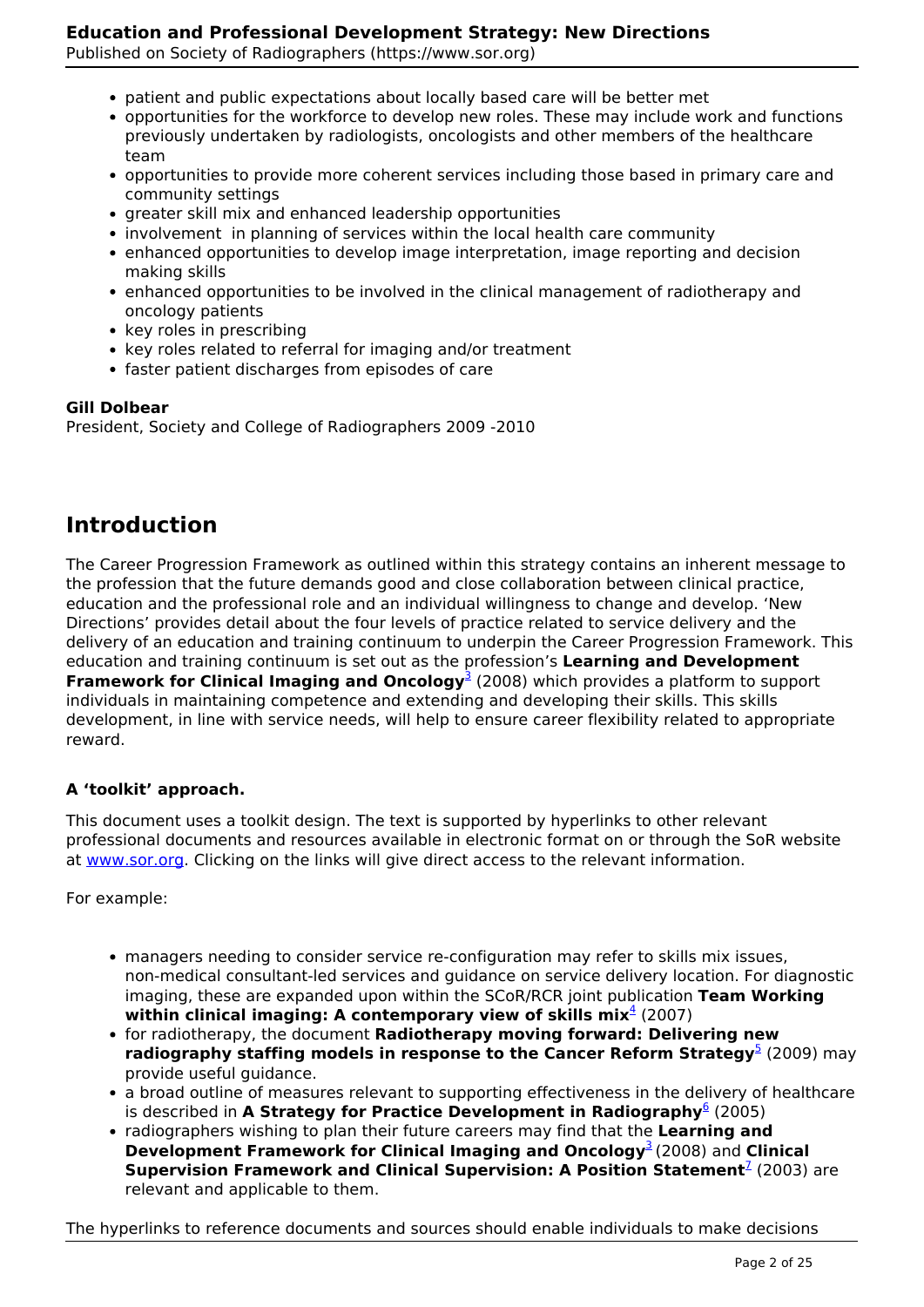- patient and public expectations about locally based care will be better met
- opportunities for the workforce to develop new roles. These may include work and functions previously undertaken by radiologists, oncologists and other members of the healthcare team
- opportunities to provide more coherent services including those based in primary care and community settings
- greater skill mix and enhanced leadership opportunities
- involvement in planning of services within the local health care community
- enhanced opportunities to develop image interpretation, image reporting and decision making skills
- enhanced opportunities to be involved in the clinical management of radiotherapy and oncology patients
- key roles in prescribing
- key roles related to referral for imaging and/or treatment
- faster patient discharges from episodes of care

**Gill Dolbear**
President, Society and College of Radiographers 2009 -2010

## Introduction

The Career Progression Framework as outlined within this strategy contains an inherent message to the profession that the future demands good and close collaboration between clinical practice, education and the professional role and an individual willingness to change and develop. 'New Directions' provides detail about the four levels of practice related to service delivery and the delivery of an education and training continuum to underpin the Career Progression Framework. This education and training continuum is set out as the profession's **Learning and Development Framework for Clinical Imaging and Oncology**[3] (2008) which provides a platform to support individuals in maintaining competence and extending and developing their skills. This skills development, in line with service needs, will help to ensure career flexibility related to appropriate reward.

### A 'toolkit' approach.

This document uses a toolkit design. The text is supported by hyperlinks to other relevant professional documents and resources available in electronic format on or through the SoR website at www.sor.org. Clicking on the links will give direct access to the relevant information.

For example:

- managers needing to consider service re-configuration may refer to skills mix issues, non-medical consultant-led services and guidance on service delivery location. For diagnostic imaging, these are expanded upon within the SCoR/RCR joint publication **Team Working within clinical imaging: A contemporary view of skills mix**[4] (2007)
- for radiotherapy, the document **Radiotherapy moving forward: Delivering new radiography staffing models in response to the Cancer Reform Strategy**[5] (2009) may provide useful guidance.
- a broad outline of measures relevant to supporting effectiveness in the delivery of healthcare is described in **A Strategy for Practice Development in Radiography**[6] (2005)
- radiographers wishing to plan their future careers may find that the **Learning and Development Framework for Clinical Imaging and Oncology**[3] (2008) and **Clinical Supervision Framework and Clinical Supervision: A Position Statement**[7] (2003) are relevant and applicable to them.

The hyperlinks to reference documents and sources should enable individuals to make decisions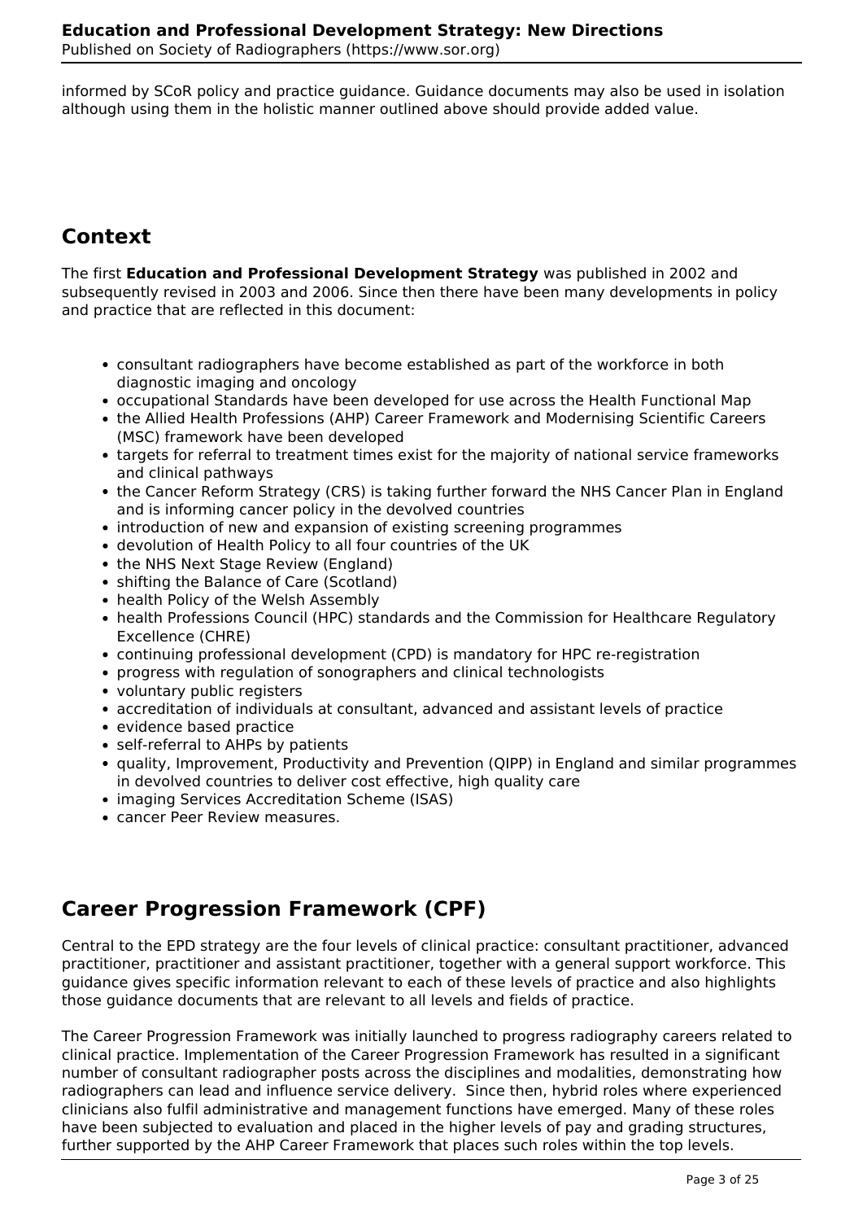informed by SCoR policy and practice guidance. Guidance documents may also be used in isolation although using them in the holistic manner outlined above should provide added value.

## Context

The first **Education and Professional Development Strategy** was published in 2002 and subsequently revised in 2003 and 2006. Since then there have been many developments in policy and practice that are reflected in this document:

- consultant radiographers have become established as part of the workforce in both diagnostic imaging and oncology
- occupational Standards have been developed for use across the Health Functional Map
- the Allied Health Professions (AHP) Career Framework and Modernising Scientific Careers (MSC) framework have been developed
- targets for referral to treatment times exist for the majority of national service frameworks and clinical pathways
- the Cancer Reform Strategy (CRS) is taking further forward the NHS Cancer Plan in England and is informing cancer policy in the devolved countries
- introduction of new and expansion of existing screening programmes
- devolution of Health Policy to all four countries of the UK
- the NHS Next Stage Review (England)
- shifting the Balance of Care (Scotland)
- health Policy of the Welsh Assembly
- health Professions Council (HPC) standards and the Commission for Healthcare Regulatory Excellence (CHRE)
- continuing professional development (CPD) is mandatory for HPC re-registration
- progress with regulation of sonographers and clinical technologists
- voluntary public registers
- accreditation of individuals at consultant, advanced and assistant levels of practice
- evidence based practice
- self-referral to AHPs by patients
- quality, Improvement, Productivity and Prevention (QIPP) in England and similar programmes in devolved countries to deliver cost effective, high quality care
- imaging Services Accreditation Scheme (ISAS)
- cancer Peer Review measures.

## Career Progression Framework (CPF)

Central to the EPD strategy are the four levels of clinical practice: consultant practitioner, advanced practitioner, practitioner and assistant practitioner, together with a general support workforce. This guidance gives specific information relevant to each of these levels of practice and also highlights those guidance documents that are relevant to all levels and fields of practice.

The Career Progression Framework was initially launched to progress radiography careers related to clinical practice. Implementation of the Career Progression Framework has resulted in a significant number of consultant radiographer posts across the disciplines and modalities, demonstrating how radiographers can lead and influence service delivery. Since then, hybrid roles where experienced clinicians also fulfil administrative and management functions have emerged. Many of these roles have been subjected to evaluation and placed in the higher levels of pay and grading structures, further supported by the AHP Career Framework that places such roles within the top levels.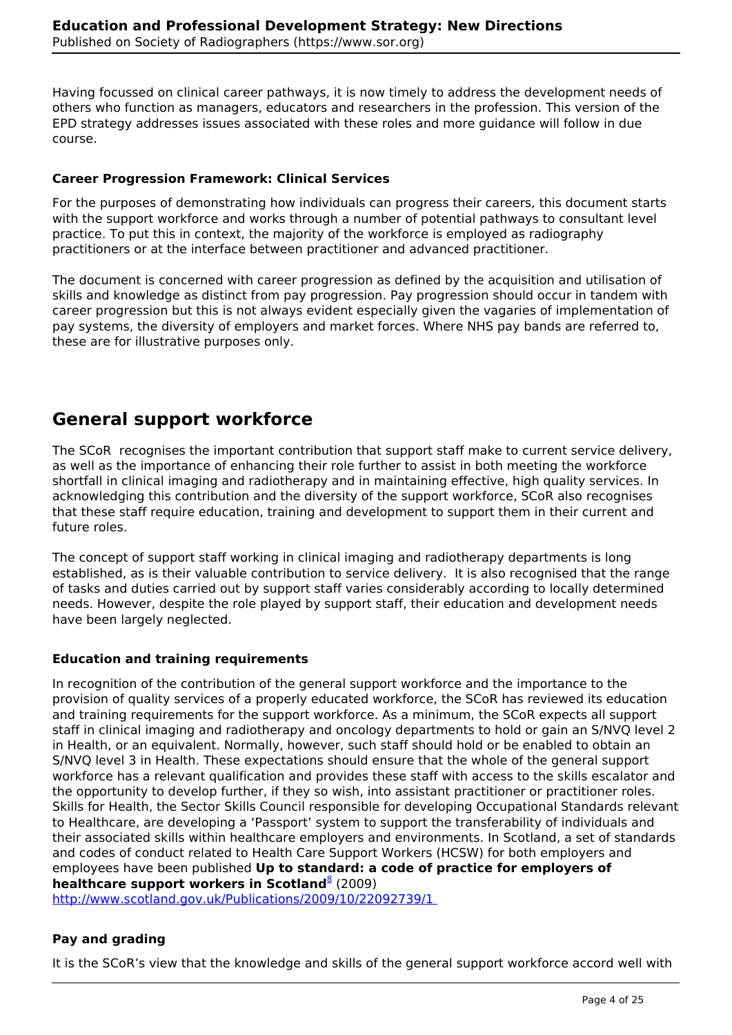Having focussed on clinical career pathways, it is now timely to address the development needs of others who function as managers, educators and researchers in the profession. This version of the EPD strategy addresses issues associated with these roles and more guidance will follow in due course.

**Career Progression Framework: Clinical Services**

For the purposes of demonstrating how individuals can progress their careers, this document starts with the support workforce and works through a number of potential pathways to consultant level practice. To put this in context, the majority of the workforce is employed as radiography practitioners or at the interface between practitioner and advanced practitioner.

The document is concerned with career progression as defined by the acquisition and utilisation of skills and knowledge as distinct from pay progression. Pay progression should occur in tandem with career progression but this is not always evident especially given the vagaries of implementation of pay systems, the diversity of employers and market forces. Where NHS pay bands are referred to, these are for illustrative purposes only.

## General support workforce

The SCoR recognises the important contribution that support staff make to current service delivery, as well as the importance of enhancing their role further to assist in both meeting the workforce shortfall in clinical imaging and radiotherapy and in maintaining effective, high quality services. In acknowledging this contribution and the diversity of the support workforce, SCoR also recognises that these staff require education, training and development to support them in their current and future roles.

The concept of support staff working in clinical imaging and radiotherapy departments is long established, as is their valuable contribution to service delivery. It is also recognised that the range of tasks and duties carried out by support staff varies considerably according to locally determined needs. However, despite the role played by support staff, their education and development needs have been largely neglected.

**Education and training requirements**

In recognition of the contribution of the general support workforce and the importance to the provision of quality services of a properly educated workforce, the SCoR has reviewed its education and training requirements for the support workforce. As a minimum, the SCoR expects all support staff in clinical imaging and radiotherapy and oncology departments to hold or gain an S/NVQ level 2 in Health, or an equivalent. Normally, however, such staff should hold or be enabled to obtain an S/NVQ level 3 in Health. These expectations should ensure that the whole of the general support workforce has a relevant qualification and provides these staff with access to the skills escalator and the opportunity to develop further, if they so wish, into assistant practitioner or practitioner roles. Skills for Health, the Sector Skills Council responsible for developing Occupational Standards relevant to Healthcare, are developing a 'Passport' system to support the transferability of individuals and their associated skills within healthcare employers and environments. In Scotland, a set of standards and codes of conduct related to Health Care Support Workers (HCSW) for both employers and employees have been published **Up to standard: a code of practice for employers of healthcare support workers in Scotland**[8] (2009) http://www.scotland.gov.uk/Publications/2009/10/22092739/1

**Pay and grading**

It is the SCoR's view that the knowledge and skills of the general support workforce accord well with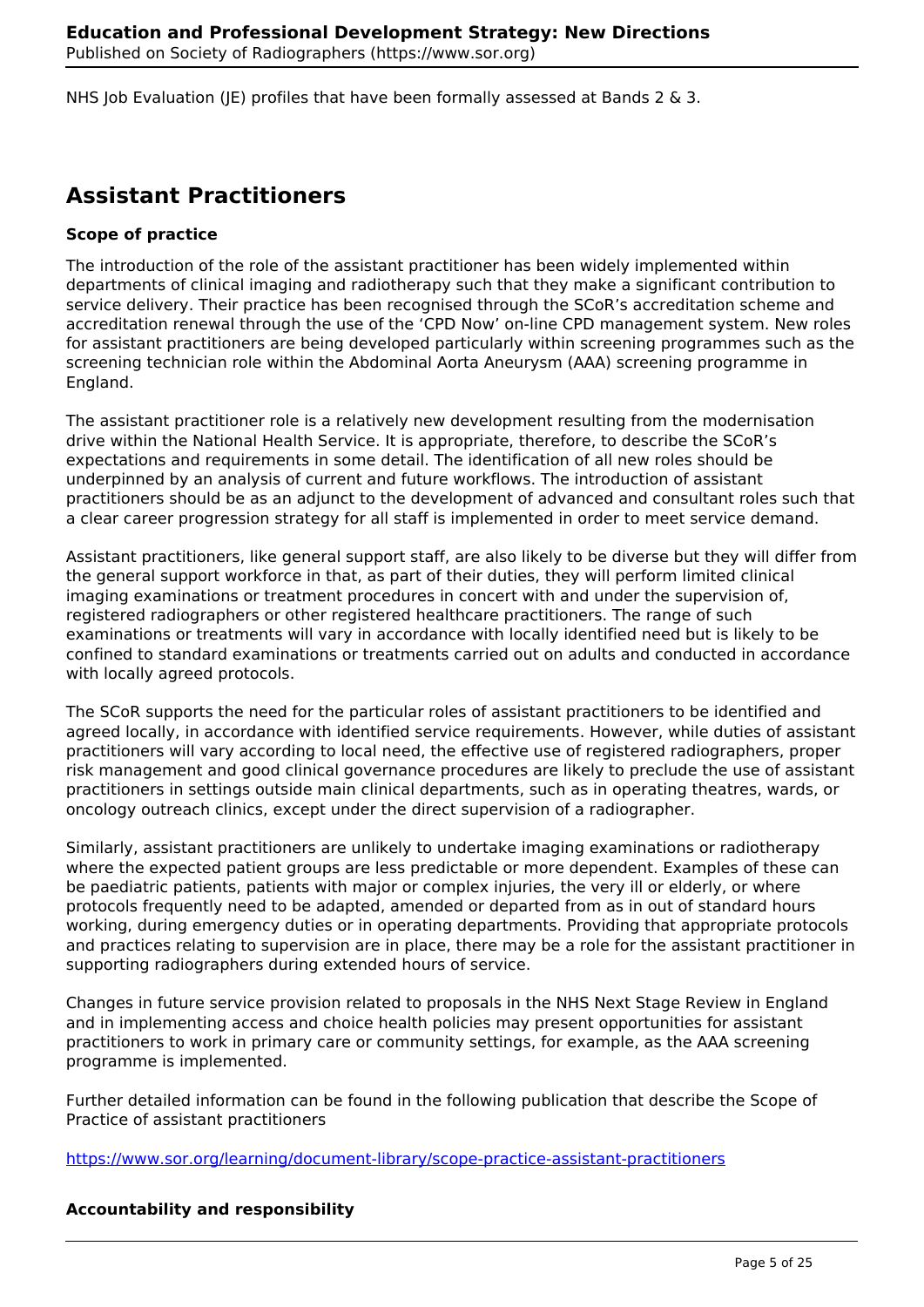NHS Job Evaluation (JE) profiles that have been formally assessed at Bands 2 & 3.

## Assistant Practitioners

**Scope of practice**

The introduction of the role of the assistant practitioner has been widely implemented within departments of clinical imaging and radiotherapy such that they make a significant contribution to service delivery. Their practice has been recognised through the SCoR's accreditation scheme and accreditation renewal through the use of the 'CPD Now' on-line CPD management system. New roles for assistant practitioners are being developed particularly within screening programmes such as the screening technician role within the Abdominal Aorta Aneurysm (AAA) screening programme in England.

The assistant practitioner role is a relatively new development resulting from the modernisation drive within the National Health Service. It is appropriate, therefore, to describe the SCoR's expectations and requirements in some detail. The identification of all new roles should be underpinned by an analysis of current and future workflows. The introduction of assistant practitioners should be as an adjunct to the development of advanced and consultant roles such that a clear career progression strategy for all staff is implemented in order to meet service demand.

Assistant practitioners, like general support staff, are also likely to be diverse but they will differ from the general support workforce in that, as part of their duties, they will perform limited clinical imaging examinations or treatment procedures in concert with and under the supervision of, registered radiographers or other registered healthcare practitioners. The range of such examinations or treatments will vary in accordance with locally identified need but is likely to be confined to standard examinations or treatments carried out on adults and conducted in accordance with locally agreed protocols.

The SCoR supports the need for the particular roles of assistant practitioners to be identified and agreed locally, in accordance with identified service requirements. However, while duties of assistant practitioners will vary according to local need, the effective use of registered radiographers, proper risk management and good clinical governance procedures are likely to preclude the use of assistant practitioners in settings outside main clinical departments, such as in operating theatres, wards, or oncology outreach clinics, except under the direct supervision of a radiographer.

Similarly, assistant practitioners are unlikely to undertake imaging examinations or radiotherapy where the expected patient groups are less predictable or more dependent. Examples of these can be paediatric patients, patients with major or complex injuries, the very ill or elderly, or where protocols frequently need to be adapted, amended or departed from as in out of standard hours working, during emergency duties or in operating departments. Providing that appropriate protocols and practices relating to supervision are in place, there may be a role for the assistant practitioner in supporting radiographers during extended hours of service.

Changes in future service provision related to proposals in the NHS Next Stage Review in England and in implementing access and choice health policies may present opportunities for assistant practitioners to work in primary care or community settings, for example, as the AAA screening programme is implemented.

Further detailed information can be found in the following publication that describe the Scope of Practice of assistant practitioners

https://www.sor.org/learning/document-library/scope-practice-assistant-practitioners

**Accountability and responsibility**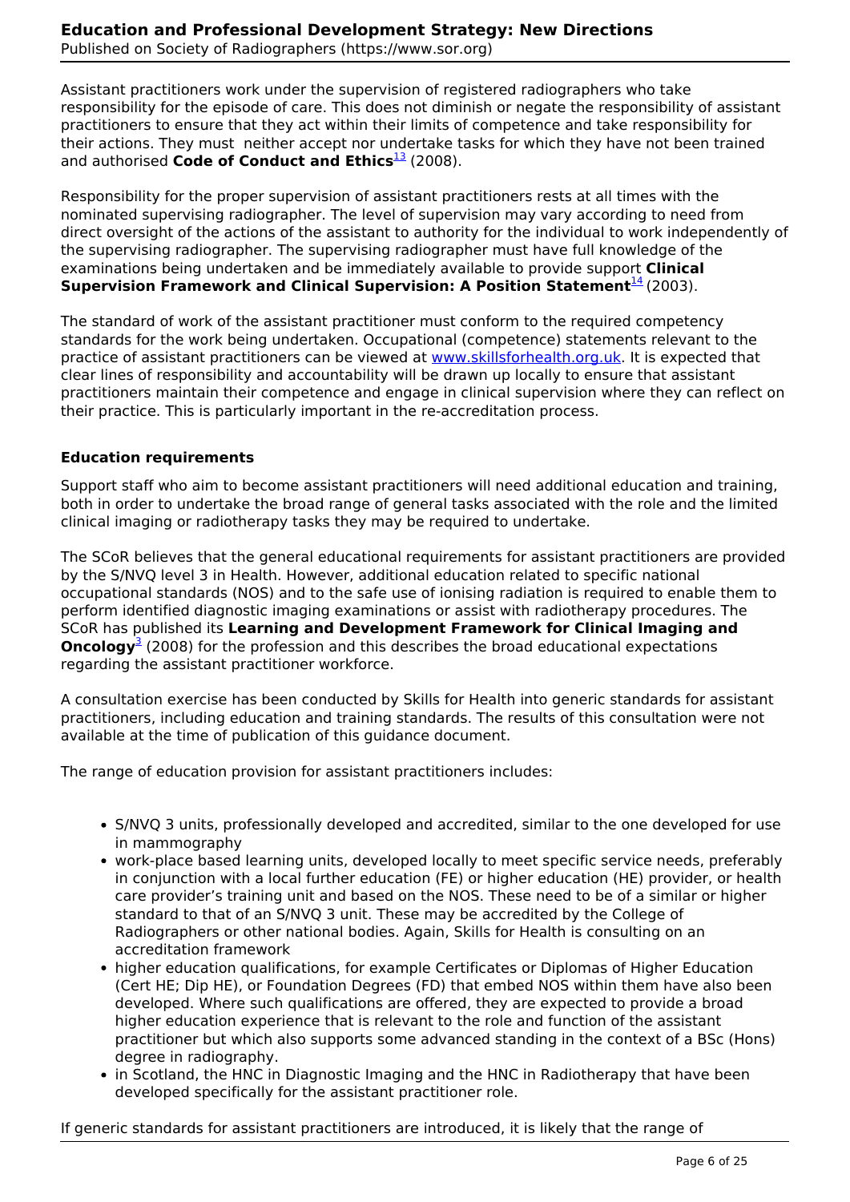Assistant practitioners work under the supervision of registered radiographers who take responsibility for the episode of care. This does not diminish or negate the responsibility of assistant practitioners to ensure that they act within their limits of competence and take responsibility for their actions. They must neither accept nor undertake tasks for which they have not been trained and authorised **Code of Conduct and Ethics**[13] (2008).

Responsibility for the proper supervision of assistant practitioners rests at all times with the nominated supervising radiographer. The level of supervision may vary according to need from direct oversight of the actions of the assistant to authority for the individual to work independently of the supervising radiographer. The supervising radiographer must have full knowledge of the examinations being undertaken and be immediately available to provide support **Clinical Supervision Framework and Clinical Supervision: A Position Statement**[14] (2003).

The standard of work of the assistant practitioner must conform to the required competency standards for the work being undertaken. Occupational (competence) statements relevant to the practice of assistant practitioners can be viewed at [www.skillsforhealth.org.uk](www.skillsforhealth.org.uk). It is expected that clear lines of responsibility and accountability will be drawn up locally to ensure that assistant practitioners maintain their competence and engage in clinical supervision where they can reflect on their practice. This is particularly important in the re-accreditation process.

**Education requirements**

Support staff who aim to become assistant practitioners will need additional education and training, both in order to undertake the broad range of general tasks associated with the role and the limited clinical imaging or radiotherapy tasks they may be required to undertake.

The SCoR believes that the general educational requirements for assistant practitioners are provided by the S/NVQ level 3 in Health. However, additional education related to specific national occupational standards (NOS) and to the safe use of ionising radiation is required to enable them to perform identified diagnostic imaging examinations or assist with radiotherapy procedures. The SCoR has published its **Learning and Development Framework for Clinical Imaging and Oncology**[3] (2008) for the profession and this describes the broad educational expectations regarding the assistant practitioner workforce.

A consultation exercise has been conducted by Skills for Health into generic standards for assistant practitioners, including education and training standards. The results of this consultation were not available at the time of publication of this guidance document.

The range of education provision for assistant practitioners includes:

- S/NVQ 3 units, professionally developed and accredited, similar to the one developed for use in mammography
- work-place based learning units, developed locally to meet specific service needs, preferably in conjunction with a local further education (FE) or higher education (HE) provider, or health care provider's training unit and based on the NOS. These need to be of a similar or higher standard to that of an S/NVQ 3 unit. These may be accredited by the College of Radiographers or other national bodies. Again, Skills for Health is consulting on an accreditation framework
- higher education qualifications, for example Certificates or Diplomas of Higher Education (Cert HE; Dip HE), or Foundation Degrees (FD) that embed NOS within them have also been developed. Where such qualifications are offered, they are expected to provide a broad higher education experience that is relevant to the role and function of the assistant practitioner but which also supports some advanced standing in the context of a BSc (Hons) degree in radiography.
- in Scotland, the HNC in Diagnostic Imaging and the HNC in Radiotherapy that have been developed specifically for the assistant practitioner role.

If generic standards for assistant practitioners are introduced, it is likely that the range of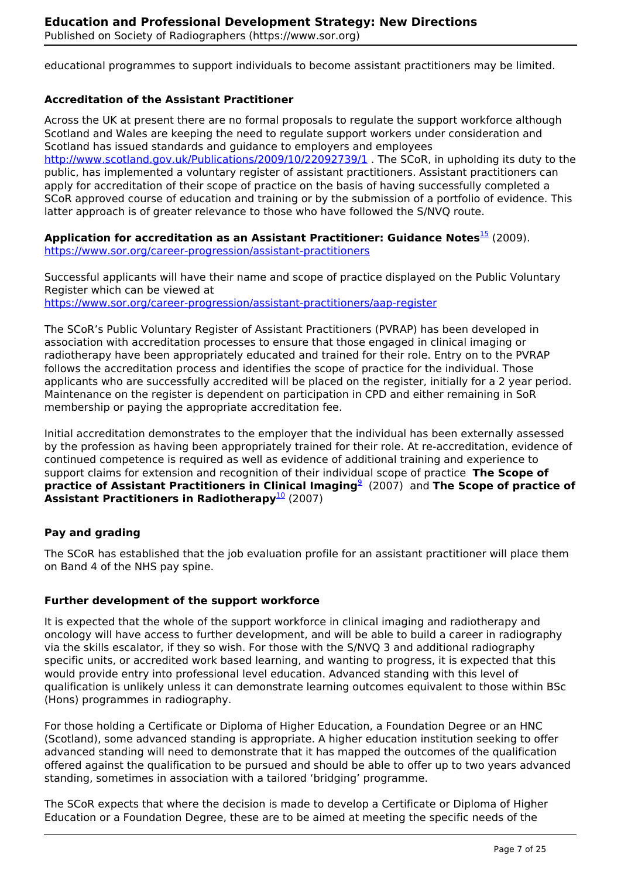educational programmes to support individuals to become assistant practitioners may be limited.

### Accreditation of the Assistant Practitioner

Across the UK at present there are no formal proposals to regulate the support workforce although Scotland and Wales are keeping the need to regulate support workers under consideration and Scotland has issued standards and guidance to employers and employees http://www.scotland.gov.uk/Publications/2009/10/22092739/1 . The SCoR, in upholding its duty to the public, has implemented a voluntary register of assistant practitioners. Assistant practitioners can apply for accreditation of their scope of practice on the basis of having successfully completed a SCoR approved course of education and training or by the submission of a portfolio of evidence. This latter approach is of greater relevance to those who have followed the S/NVQ route.

**Application for accreditation as an Assistant Practitioner: Guidance Notes**[15] (2009). https://www.sor.org/career-progression/assistant-practitioners

Successful applicants will have their name and scope of practice displayed on the Public Voluntary Register which can be viewed at https://www.sor.org/career-progression/assistant-practitioners/aap-register

The SCoR's Public Voluntary Register of Assistant Practitioners (PVRAP) has been developed in association with accreditation processes to ensure that those engaged in clinical imaging or radiotherapy have been appropriately educated and trained for their role. Entry on to the PVRAP follows the accreditation process and identifies the scope of practice for the individual. Those applicants who are successfully accredited will be placed on the register, initially for a 2 year period. Maintenance on the register is dependent on participation in CPD and either remaining in SoR membership or paying the appropriate accreditation fee.

Initial accreditation demonstrates to the employer that the individual has been externally assessed by the profession as having been appropriately trained for their role. At re-accreditation, evidence of continued competence is required as well as evidence of additional training and experience to support claims for extension and recognition of their individual scope of practice **The Scope of practice of Assistant Practitioners in Clinical Imaging**[9] (2007) and **The Scope of practice of Assistant Practitioners in Radiotherapy**[10] (2007)

### Pay and grading

The SCoR has established that the job evaluation profile for an assistant practitioner will place them on Band 4 of the NHS pay spine.

### Further development of the support workforce

It is expected that the whole of the support workforce in clinical imaging and radiotherapy and oncology will have access to further development, and will be able to build a career in radiography via the skills escalator, if they so wish. For those with the S/NVQ 3 and additional radiography specific units, or accredited work based learning, and wanting to progress, it is expected that this would provide entry into professional level education. Advanced standing with this level of qualification is unlikely unless it can demonstrate learning outcomes equivalent to those within BSc (Hons) programmes in radiography.

For those holding a Certificate or Diploma of Higher Education, a Foundation Degree or an HNC (Scotland), some advanced standing is appropriate. A higher education institution seeking to offer advanced standing will need to demonstrate that it has mapped the outcomes of the qualification offered against the qualification to be pursued and should be able to offer up to two years advanced standing, sometimes in association with a tailored 'bridging' programme.

The SCoR expects that where the decision is made to develop a Certificate or Diploma of Higher Education or a Foundation Degree, these are to be aimed at meeting the specific needs of the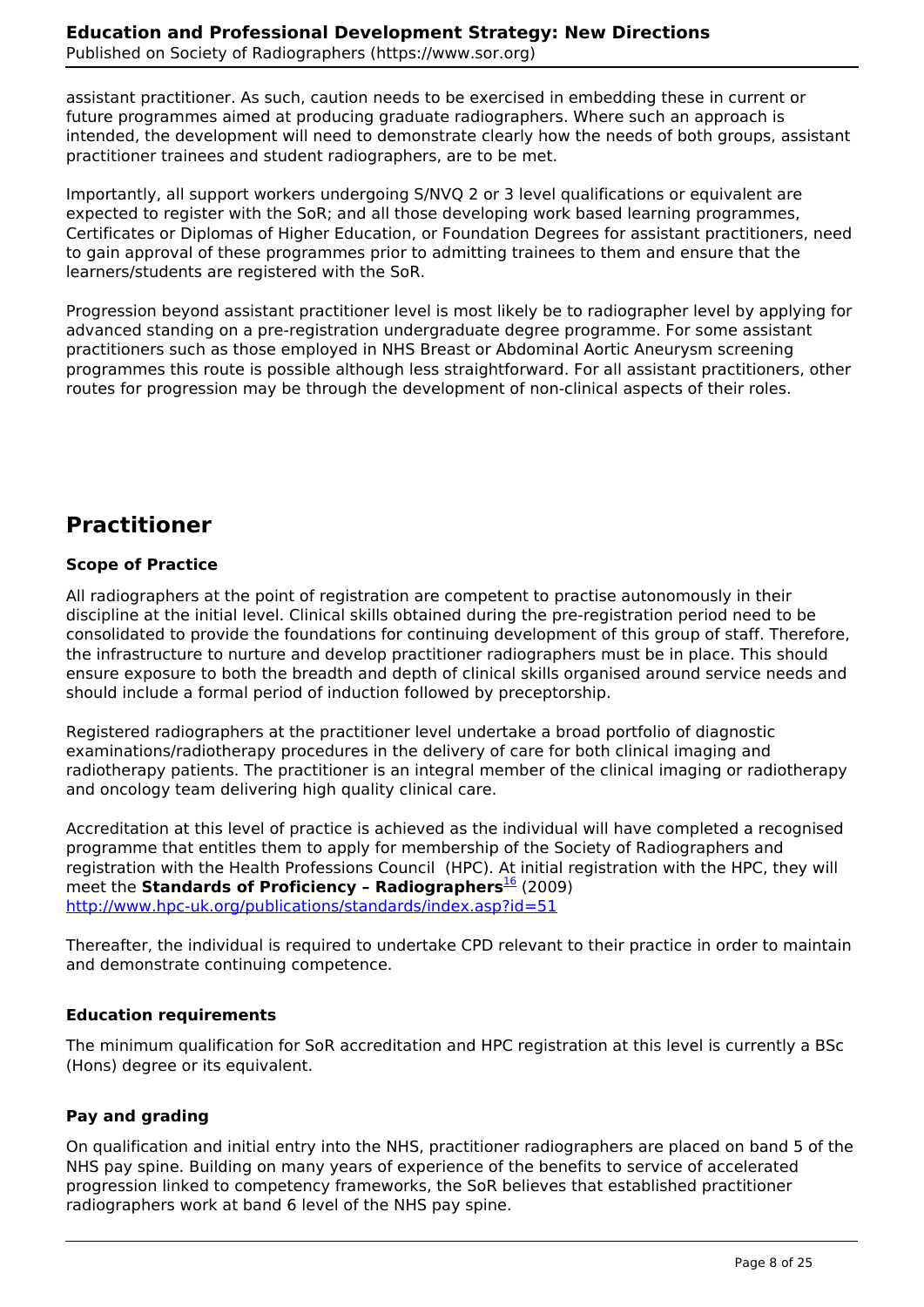assistant practitioner. As such, caution needs to be exercised in embedding these in current or future programmes aimed at producing graduate radiographers. Where such an approach is intended, the development will need to demonstrate clearly how the needs of both groups, assistant practitioner trainees and student radiographers, are to be met.

Importantly, all support workers undergoing S/NVQ 2 or 3 level qualifications or equivalent are expected to register with the SoR; and all those developing work based learning programmes, Certificates or Diplomas of Higher Education, or Foundation Degrees for assistant practitioners, need to gain approval of these programmes prior to admitting trainees to them and ensure that the learners/students are registered with the SoR.

Progression beyond assistant practitioner level is most likely be to radiographer level by applying for advanced standing on a pre-registration undergraduate degree programme. For some assistant practitioners such as those employed in NHS Breast or Abdominal Aortic Aneurysm screening programmes this route is possible although less straightforward. For all assistant practitioners, other routes for progression may be through the development of non-clinical aspects of their roles.

## Practitioner

### Scope of Practice

All radiographers at the point of registration are competent to practise autonomously in their discipline at the initial level. Clinical skills obtained during the pre-registration period need to be consolidated to provide the foundations for continuing development of this group of staff. Therefore, the infrastructure to nurture and develop practitioner radiographers must be in place. This should ensure exposure to both the breadth and depth of clinical skills organised around service needs and should include a formal period of induction followed by preceptorship.

Registered radiographers at the practitioner level undertake a broad portfolio of diagnostic examinations/radiotherapy procedures in the delivery of care for both clinical imaging and radiotherapy patients. The practitioner is an integral member of the clinical imaging or radiotherapy and oncology team delivering high quality clinical care.

Accreditation at this level of practice is achieved as the individual will have completed a recognised programme that entitles them to apply for membership of the Society of Radiographers and registration with the Health Professions Council (HPC). At initial registration with the HPC, they will meet the **Standards of Proficiency – Radiographers**[16] (2009) http://www.hpc-uk.org/publications/standards/index.asp?id=51

Thereafter, the individual is required to undertake CPD relevant to their practice in order to maintain and demonstrate continuing competence.

### Education requirements

The minimum qualification for SoR accreditation and HPC registration at this level is currently a BSc (Hons) degree or its equivalent.

### Pay and grading

On qualification and initial entry into the NHS, practitioner radiographers are placed on band 5 of the NHS pay spine. Building on many years of experience of the benefits to service of accelerated progression linked to competency frameworks, the SoR believes that established practitioner radiographers work at band 6 level of the NHS pay spine.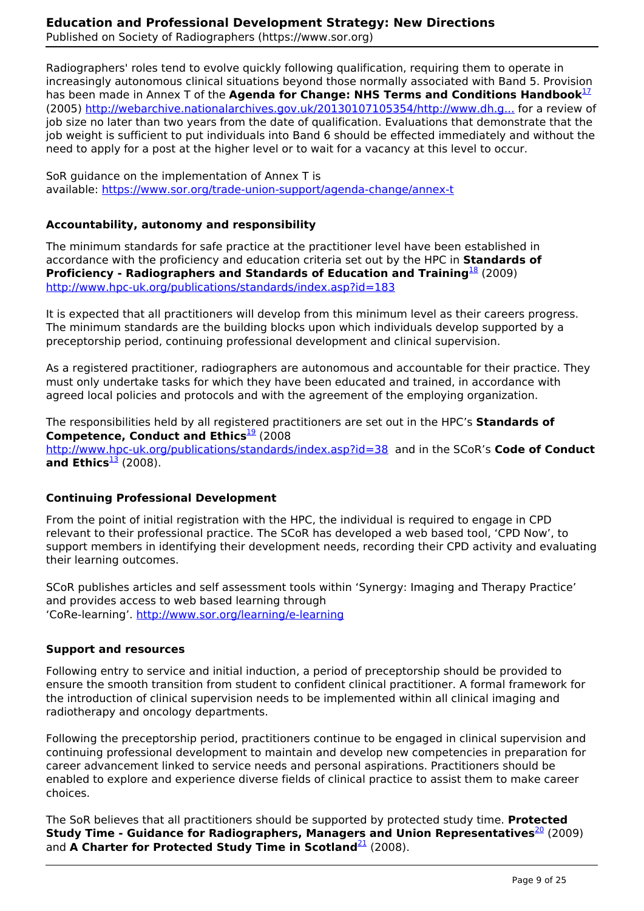Radiographers' roles tend to evolve quickly following qualification, requiring them to operate in increasingly autonomous clinical situations beyond those normally associated with Band 5. Provision has been made in Annex T of the **Agenda for Change: NHS Terms and Conditions Handbook**[17] (2005) http://webarchive.nationalarchives.gov.uk/20130107105354/http://www.dh.g... for a review of job size no later than two years from the date of qualification. Evaluations that demonstrate that the job weight is sufficient to put individuals into Band 6 should be effected immediately and without the need to apply for a post at the higher level or to wait for a vacancy at this level to occur.

SoR guidance on the implementation of Annex T is available: https://www.sor.org/trade-union-support/agenda-change/annex-t

### Accountability, autonomy and responsibility

The minimum standards for safe practice at the practitioner level have been established in accordance with the proficiency and education criteria set out by the HPC in **Standards of Proficiency - Radiographers and Standards of Education and Training**[18] (2009) http://www.hpc-uk.org/publications/standards/index.asp?id=183

It is expected that all practitioners will develop from this minimum level as their careers progress. The minimum standards are the building blocks upon which individuals develop supported by a preceptorship period, continuing professional development and clinical supervision.

As a registered practitioner, radiographers are autonomous and accountable for their practice. They must only undertake tasks for which they have been educated and trained, in accordance with agreed local policies and protocols and with the agreement of the employing organization.

The responsibilities held by all registered practitioners are set out in the HPC's **Standards of Competence, Conduct and Ethics**[19] (2008 http://www.hpc-uk.org/publications/standards/index.asp?id=38 and in the SCoR's **Code of Conduct and Ethics**[13] (2008).

### Continuing Professional Development

From the point of initial registration with the HPC, the individual is required to engage in CPD relevant to their professional practice. The SCoR has developed a web based tool, 'CPD Now', to support members in identifying their development needs, recording their CPD activity and evaluating their learning outcomes.

SCoR publishes articles and self assessment tools within 'Synergy: Imaging and Therapy Practice' and provides access to web based learning through 'CoRe-learning'. http://www.sor.org/learning/e-learning

### Support and resources

Following entry to service and initial induction, a period of preceptorship should be provided to ensure the smooth transition from student to confident clinical practitioner. A formal framework for the introduction of clinical supervision needs to be implemented within all clinical imaging and radiotherapy and oncology departments.

Following the preceptorship period, practitioners continue to be engaged in clinical supervision and continuing professional development to maintain and develop new competencies in preparation for career advancement linked to service needs and personal aspirations. Practitioners should be enabled to explore and experience diverse fields of clinical practice to assist them to make career choices.

The SoR believes that all practitioners should be supported by protected study time. **Protected Study Time - Guidance for Radiographers, Managers and Union Representatives**[20] (2009) and **A Charter for Protected Study Time in Scotland**[21] (2008).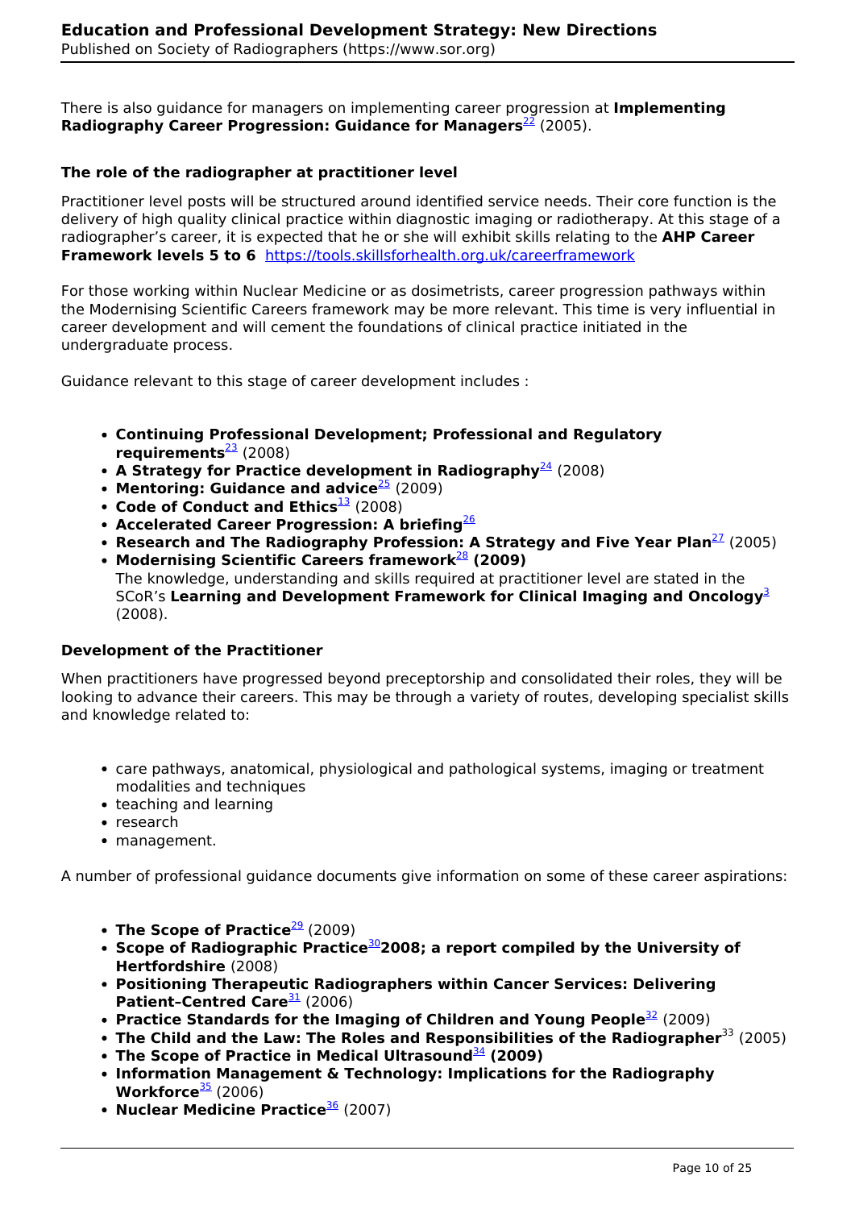There is also guidance for managers on implementing career progression at **Implementing Radiography Career Progression: Guidance for Managers**[22] (2005).

### The role of the radiographer at practitioner level

Practitioner level posts will be structured around identified service needs. Their core function is the delivery of high quality clinical practice within diagnostic imaging or radiotherapy. At this stage of a radiographer's career, it is expected that he or she will exhibit skills relating to the **AHP Career Framework levels 5 to 6** https://tools.skillsforhealth.org.uk/careerframework

For those working within Nuclear Medicine or as dosimetrists, career progression pathways within the Modernising Scientific Careers framework may be more relevant. This time is very influential in career development and will cement the foundations of clinical practice initiated in the undergraduate process.

Guidance relevant to this stage of career development includes :

- **Continuing Professional Development; Professional and Regulatory requirements**[23] (2008)
- **A Strategy for Practice development in Radiography**[24] (2008)
- **Mentoring: Guidance and advice**[25] (2009)
- **Code of Conduct and Ethics**[13] (2008)
- **Accelerated Career Progression: A briefing**[26]
- **Research and The Radiography Profession: A Strategy and Five Year Plan**[27] (2005)
- **Modernising Scientific Careers framework**[28] **(2009)**
  The knowledge, understanding and skills required at practitioner level are stated in the SCoR's **Learning and Development Framework for Clinical Imaging and Oncology**[3] (2008).

### Development of the Practitioner

When practitioners have progressed beyond preceptorship and consolidated their roles, they will be looking to advance their careers. This may be through a variety of routes, developing specialist skills and knowledge related to:

- care pathways, anatomical, physiological and pathological systems, imaging or treatment modalities and techniques
- teaching and learning
- research
- management.

A number of professional guidance documents give information on some of these career aspirations:

- **The Scope of Practice**[29] (2009)
- **Scope of Radiographic Practice**[30]**2008; a report compiled by the University of Hertfordshire** (2008)
- **Positioning Therapeutic Radiographers within Cancer Services: Delivering Patient–Centred Care**[31] (2006)
- **Practice Standards for the Imaging of Children and Young People**[32] (2009)
- **The Child and the Law: The Roles and Responsibilities of the Radiographer**[33] (2005)
- **The Scope of Practice in Medical Ultrasound**[34] **(2009)**
- **Information Management & Technology: Implications for the Radiography Workforce**[35] (2006)
- **Nuclear Medicine Practice**[36] (2007)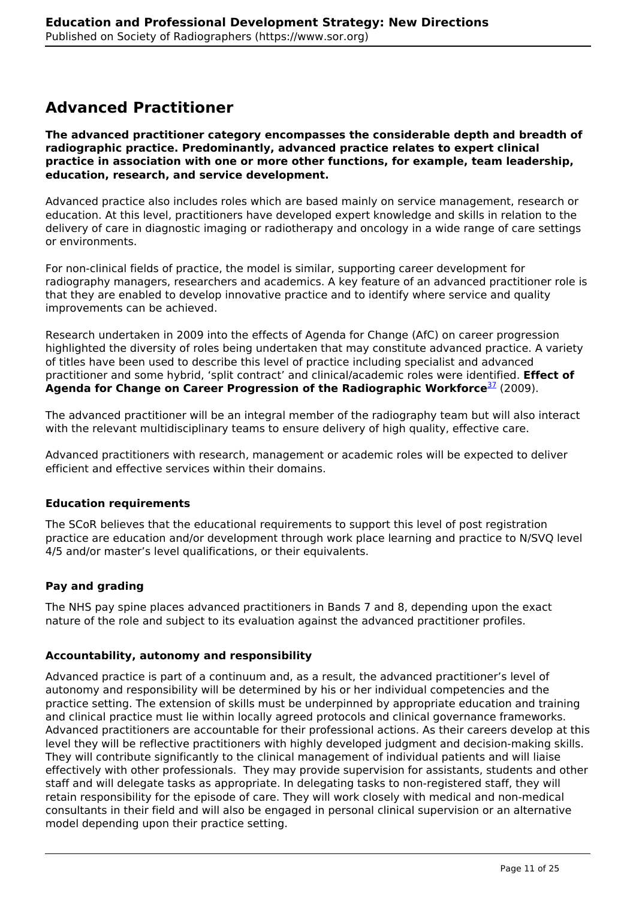## Advanced Practitioner

**The advanced practitioner category encompasses the considerable depth and breadth of radiographic practice. Predominantly, advanced practice relates to expert clinical practice in association with one or more other functions, for example, team leadership, education, research, and service development.**

Advanced practice also includes roles which are based mainly on service management, research or education. At this level, practitioners have developed expert knowledge and skills in relation to the delivery of care in diagnostic imaging or radiotherapy and oncology in a wide range of care settings or environments.

For non-clinical fields of practice, the model is similar, supporting career development for radiography managers, researchers and academics. A key feature of an advanced practitioner role is that they are enabled to develop innovative practice and to identify where service and quality improvements can be achieved.

Research undertaken in 2009 into the effects of Agenda for Change (AfC) on career progression highlighted the diversity of roles being undertaken that may constitute advanced practice. A variety of titles have been used to describe this level of practice including specialist and advanced practitioner and some hybrid, 'split contract' and clinical/academic roles were identified. **Effect of Agenda for Change on Career Progression of the Radiographic Workforce**[37] (2009).

The advanced practitioner will be an integral member of the radiography team but will also interact with the relevant multidisciplinary teams to ensure delivery of high quality, effective care.

Advanced practitioners with research, management or academic roles will be expected to deliver efficient and effective services within their domains.

### Education requirements

The SCoR believes that the educational requirements to support this level of post registration practice are education and/or development through work place learning and practice to N/SVQ level 4/5 and/or master's level qualifications, or their equivalents.

### Pay and grading

The NHS pay spine places advanced practitioners in Bands 7 and 8, depending upon the exact nature of the role and subject to its evaluation against the advanced practitioner profiles.

### Accountability, autonomy and responsibility

Advanced practice is part of a continuum and, as a result, the advanced practitioner's level of autonomy and responsibility will be determined by his or her individual competencies and the practice setting. The extension of skills must be underpinned by appropriate education and training and clinical practice must lie within locally agreed protocols and clinical governance frameworks. Advanced practitioners are accountable for their professional actions. As their careers develop at this level they will be reflective practitioners with highly developed judgment and decision-making skills. They will contribute significantly to the clinical management of individual patients and will liaise effectively with other professionals. They may provide supervision for assistants, students and other staff and will delegate tasks as appropriate. In delegating tasks to non-registered staff, they will retain responsibility for the episode of care. They will work closely with medical and non-medical consultants in their field and will also be engaged in personal clinical supervision or an alternative model depending upon their practice setting.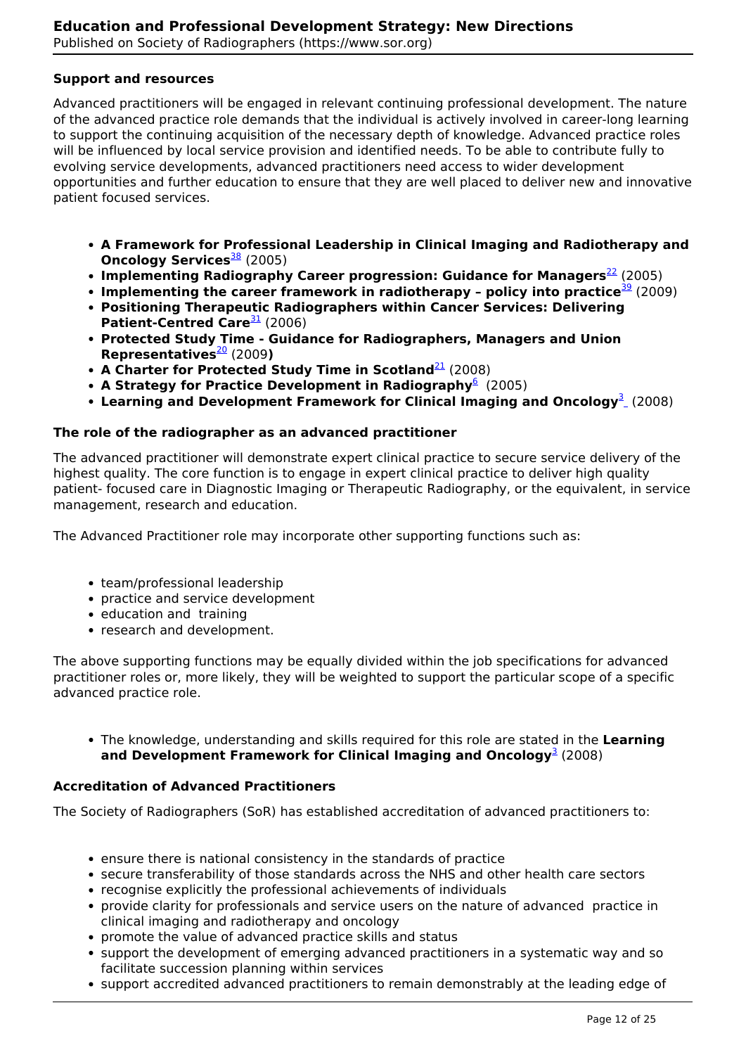### Support and resources

Advanced practitioners will be engaged in relevant continuing professional development. The nature of the advanced practice role demands that the individual is actively involved in career-long learning to support the continuing acquisition of the necessary depth of knowledge. Advanced practice roles will be influenced by local service provision and identified needs. To be able to contribute fully to evolving service developments, advanced practitioners need access to wider development opportunities and further education to ensure that they are well placed to deliver new and innovative patient focused services.

- **A Framework for Professional Leadership in Clinical Imaging and Radiotherapy and Oncology Services**[38] (2005)
- **Implementing Radiography Career progression: Guidance for Managers**[22] (2005)
- **Implementing the career framework in radiotherapy – policy into practice**[39] (2009)
- **Positioning Therapeutic Radiographers within Cancer Services: Delivering Patient-Centred Care**[31] (2006)
- **Protected Study Time - Guidance for Radiographers, Managers and Union Representatives**[20] (2009**)**
- **A Charter for Protected Study Time in Scotland**[21] (2008)
- **A Strategy for Practice Development in Radiography**[6] (2005)
- **Learning and Development Framework for Clinical Imaging and Oncology**[3] (2008)

### The role of the radiographer as an advanced practitioner

The advanced practitioner will demonstrate expert clinical practice to secure service delivery of the highest quality. The core function is to engage in expert clinical practice to deliver high quality patient- focused care in Diagnostic Imaging or Therapeutic Radiography, or the equivalent, in service management, research and education.

The Advanced Practitioner role may incorporate other supporting functions such as:

- team/professional leadership
- practice and service development
- education and training
- research and development.

The above supporting functions may be equally divided within the job specifications for advanced practitioner roles or, more likely, they will be weighted to support the particular scope of a specific advanced practice role.

- The knowledge, understanding and skills required for this role are stated in the **Learning and Development Framework for Clinical Imaging and Oncology**[3] (2008)

### Accreditation of Advanced Practitioners

The Society of Radiographers (SoR) has established accreditation of advanced practitioners to:

- ensure there is national consistency in the standards of practice
- secure transferability of those standards across the NHS and other health care sectors
- recognise explicitly the professional achievements of individuals
- provide clarity for professionals and service users on the nature of advanced practice in clinical imaging and radiotherapy and oncology
- promote the value of advanced practice skills and status
- support the development of emerging advanced practitioners in a systematic way and so facilitate succession planning within services
- support accredited advanced practitioners to remain demonstrably at the leading edge of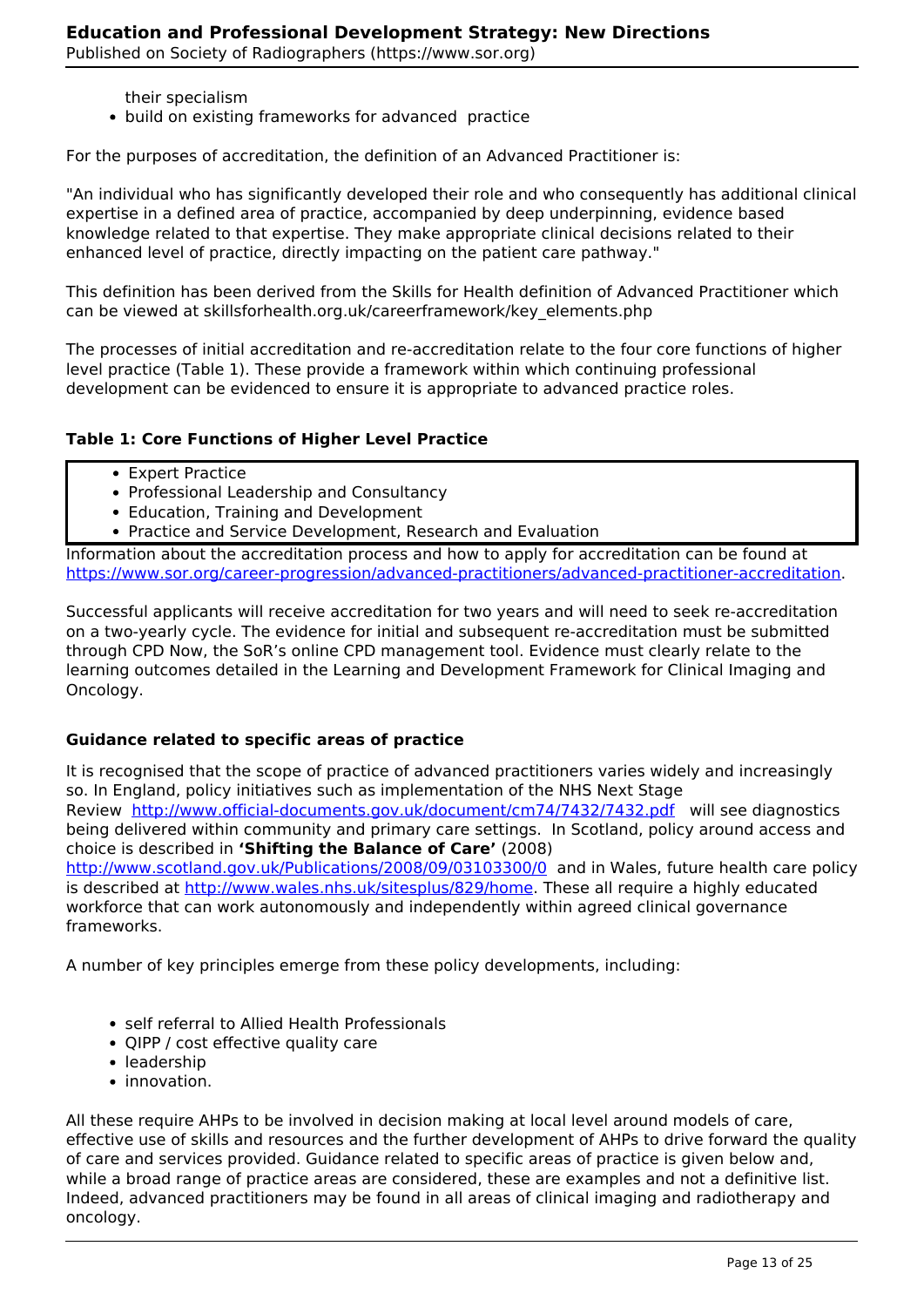their specialism

- build on existing frameworks for advanced practice

For the purposes of accreditation, the definition of an Advanced Practitioner is:

"An individual who has significantly developed their role and who consequently has additional clinical expertise in a defined area of practice, accompanied by deep underpinning, evidence based knowledge related to that expertise. They make appropriate clinical decisions related to their enhanced level of practice, directly impacting on the patient care pathway."

This definition has been derived from the Skills for Health definition of Advanced Practitioner which can be viewed at skillsforhealth.org.uk/careerframework/key_elements.php

The processes of initial accreditation and re-accreditation relate to the four core functions of higher level practice (Table 1). These provide a framework within which continuing professional development can be evidenced to ensure it is appropriate to advanced practice roles.

**Table 1: Core Functions of Higher Level Practice**

- Expert Practice
- Professional Leadership and Consultancy
- Education, Training and Development
- Practice and Service Development, Research and Evaluation

Information about the accreditation process and how to apply for accreditation can be found at [https://www.sor.org/career-progression/advanced-practitioners/advanced-practitioner-accreditation](https://www.sor.org/career-progression/advanced-practitioners/advanced-practitioner-accreditation).

Successful applicants will receive accreditation for two years and will need to seek re-accreditation on a two-yearly cycle. The evidence for initial and subsequent re-accreditation must be submitted through CPD Now, the SoR's online CPD management tool. Evidence must clearly relate to the learning outcomes detailed in the Learning and Development Framework for Clinical Imaging and Oncology.

**Guidance related to specific areas of practice**

It is recognised that the scope of practice of advanced practitioners varies widely and increasingly so. In England, policy initiatives such as implementation of the NHS Next Stage Review [http://www.official-documents.gov.uk/document/cm74/7432/7432.pdf](http://www.official-documents.gov.uk/document/cm74/7432/7432.pdf) will see diagnostics being delivered within community and primary care settings. In Scotland, policy around access and choice is described in **'Shifting the Balance of Care'** (2008) [http://www.scotland.gov.uk/Publications/2008/09/03103300/0](http://www.scotland.gov.uk/Publications/2008/09/03103300/0) and in Wales, future health care policy is described at [http://www.wales.nhs.uk/sitesplus/829/home](http://www.wales.nhs.uk/sitesplus/829/home). These all require a highly educated workforce that can work autonomously and independently within agreed clinical governance frameworks.

A number of key principles emerge from these policy developments, including:

- self referral to Allied Health Professionals
- QIPP / cost effective quality care
- leadership
- innovation.

All these require AHPs to be involved in decision making at local level around models of care, effective use of skills and resources and the further development of AHPs to drive forward the quality of care and services provided. Guidance related to specific areas of practice is given below and, while a broad range of practice areas are considered, these are examples and not a definitive list. Indeed, advanced practitioners may be found in all areas of clinical imaging and radiotherapy and oncology.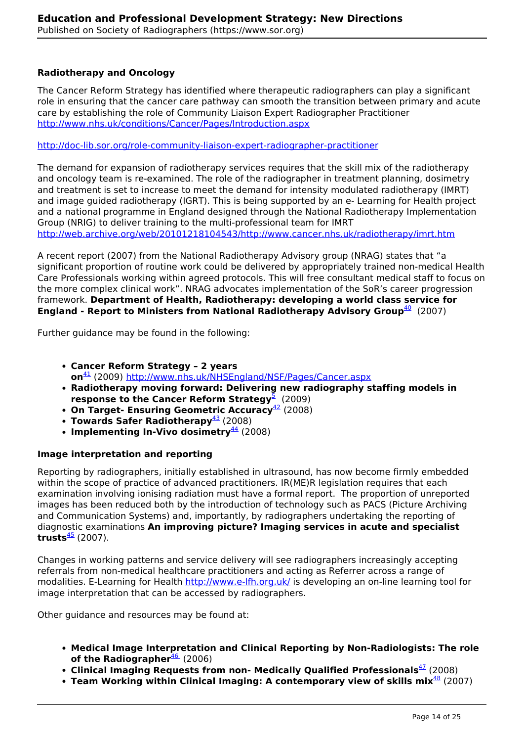### Radiotherapy and Oncology

The Cancer Reform Strategy has identified where therapeutic radiographers can play a significant role in ensuring that the cancer care pathway can smooth the transition between primary and acute care by establishing the role of Community Liaison Expert Radiographer Practitioner http://www.nhs.uk/conditions/Cancer/Pages/Introduction.aspx

http://doc-lib.sor.org/role-community-liaison-expert-radiographer-practitioner

The demand for expansion of radiotherapy services requires that the skill mix of the radiotherapy and oncology team is re-examined. The role of the radiographer in treatment planning, dosimetry and treatment is set to increase to meet the demand for intensity modulated radiotherapy (IMRT) and image guided radiotherapy (IGRT). This is being supported by an e- Learning for Health project and a national programme in England designed through the National Radiotherapy Implementation Group (NRIG) to deliver training to the multi-professional team for IMRT http://web.archive.org/web/20101218104543/http://www.cancer.nhs.uk/radiotherapy/imrt.htm

A recent report (2007) from the National Radiotherapy Advisory group (NRAG) states that "a significant proportion of routine work could be delivered by appropriately trained non-medical Health Care Professionals working within agreed protocols. This will free consultant medical staff to focus on the more complex clinical work". NRAG advocates implementation of the SoR's career progression framework. **Department of Health, Radiotherapy: developing a world class service for England - Report to Ministers from National Radiotherapy Advisory Group**[40] (2007)

Further guidance may be found in the following:

- **Cancer Reform Strategy – 2 years on**[41] (2009) http://www.nhs.uk/NHSEngland/NSF/Pages/Cancer.aspx
- **Radiotherapy moving forward: Delivering new radiography staffing models in response to the Cancer Reform Strategy**[5] (2009)
- **On Target- Ensuring Geometric Accuracy**[42] (2008)
- **Towards Safer Radiotherapy**[43] (2008)
- **Implementing In-Vivo dosimetry**[44] (2008)

### Image interpretation and reporting

Reporting by radiographers, initially established in ultrasound, has now become firmly embedded within the scope of practice of advanced practitioners. IR(ME)R legislation requires that each examination involving ionising radiation must have a formal report. The proportion of unreported images has been reduced both by the introduction of technology such as PACS (Picture Archiving and Communication Systems) and, importantly, by radiographers undertaking the reporting of diagnostic examinations **An improving picture? Imaging services in acute and specialist trusts**[45] (2007).

Changes in working patterns and service delivery will see radiographers increasingly accepting referrals from non-medical healthcare practitioners and acting as Referrer across a range of modalities. E-Learning for Health http://www.e-lfh.org.uk/ is developing an on-line learning tool for image interpretation that can be accessed by radiographers.

Other guidance and resources may be found at:

- **Medical Image Interpretation and Clinical Reporting by Non-Radiologists: The role of the Radiographer**[46] (2006)
- **Clinical Imaging Requests from non- Medically Qualified Professionals**[47] (2008)
- **Team Working within Clinical Imaging: A contemporary view of skills mix**[48] (2007)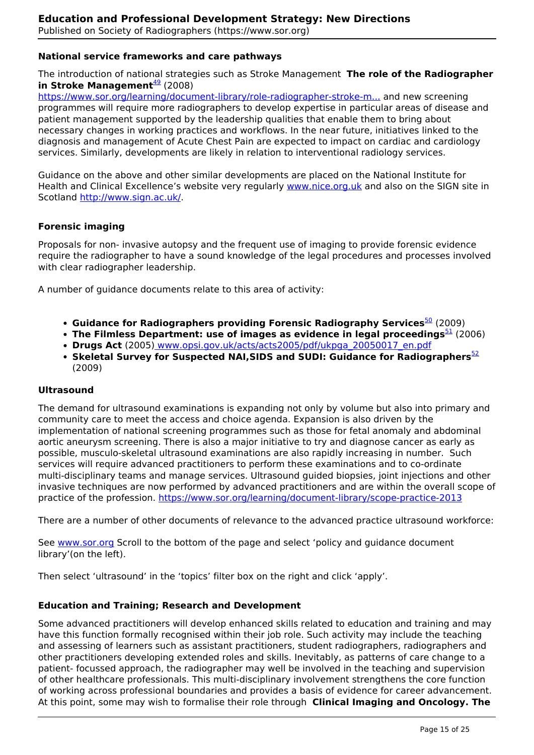### National service frameworks and care pathways

The introduction of national strategies such as Stroke Management **The role of the Radiographer in Stroke Management**[49] (2008) https://www.sor.org/learning/document-library/role-radiographer-stroke-m... and new screening programmes will require more radiographers to develop expertise in particular areas of disease and patient management supported by the leadership qualities that enable them to bring about necessary changes in working practices and workflows. In the near future, initiatives linked to the diagnosis and management of Acute Chest Pain are expected to impact on cardiac and cardiology services. Similarly, developments are likely in relation to interventional radiology services.

Guidance on the above and other similar developments are placed on the National Institute for Health and Clinical Excellence's website very regularly www.nice.org.uk and also on the SIGN site in Scotland http://www.sign.ac.uk/.

### Forensic imaging

Proposals for non- invasive autopsy and the frequent use of imaging to provide forensic evidence require the radiographer to have a sound knowledge of the legal procedures and processes involved with clear radiographer leadership.

A number of guidance documents relate to this area of activity:

- **Guidance for Radiographers providing Forensic Radiography Services**[50] (2009)
- **The Filmless Department: use of images as evidence in legal proceedings**[51] (2006)
- **Drugs Act** (2005) www.opsi.gov.uk/acts/acts2005/pdf/ukpga_20050017_en.pdf
- **Skeletal Survey for Suspected NAI,SIDS and SUDI: Guidance for Radiographers**[52] (2009)

### Ultrasound

The demand for ultrasound examinations is expanding not only by volume but also into primary and community care to meet the access and choice agenda. Expansion is also driven by the implementation of national screening programmes such as those for fetal anomaly and abdominal aortic aneurysm screening. There is also a major initiative to try and diagnose cancer as early as possible, musculo-skeletal ultrasound examinations are also rapidly increasing in number. Such services will require advanced practitioners to perform these examinations and to co-ordinate multi-disciplinary teams and manage services. Ultrasound guided biopsies, joint injections and other invasive techniques are now performed by advanced practitioners and are within the overall scope of practice of the profession. https://www.sor.org/learning/document-library/scope-practice-2013

There are a number of other documents of relevance to the advanced practice ultrasound workforce:

See www.sor.org Scroll to the bottom of the page and select 'policy and guidance document library'(on the left).

Then select 'ultrasound' in the 'topics' filter box on the right and click 'apply'.

### Education and Training; Research and Development

Some advanced practitioners will develop enhanced skills related to education and training and may have this function formally recognised within their job role. Such activity may include the teaching and assessing of learners such as assistant practitioners, student radiographers, radiographers and other practitioners developing extended roles and skills. Inevitably, as patterns of care change to a patient- focussed approach, the radiographer may well be involved in the teaching and supervision of other healthcare professionals. This multi-disciplinary involvement strengthens the core function of working across professional boundaries and provides a basis of evidence for career advancement. At this point, some may wish to formalise their role through **Clinical Imaging and Oncology. The**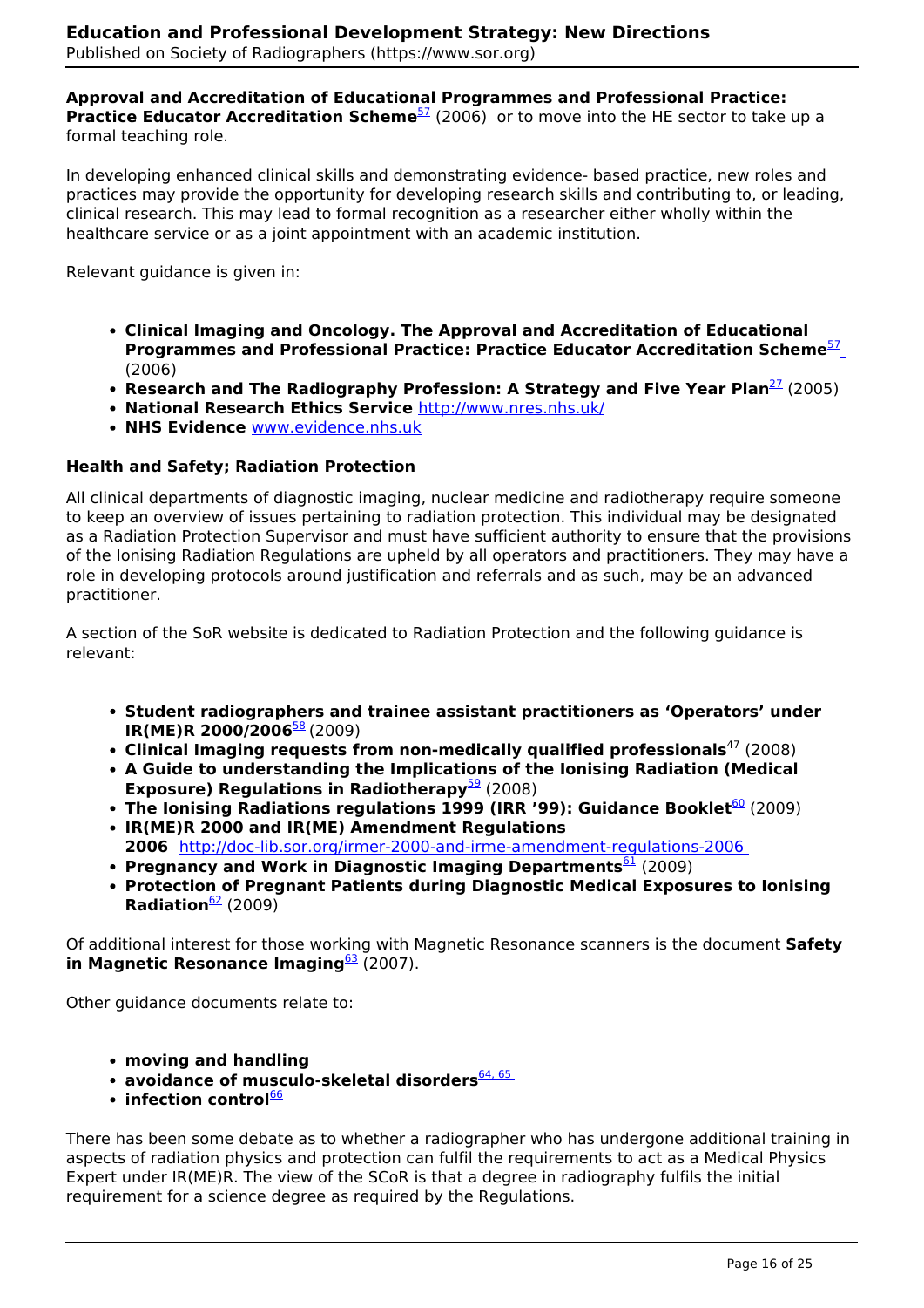**Approval and Accreditation of Educational Programmes and Professional Practice: Practice Educator Accreditation Scheme**[57] (2006) or to move into the HE sector to take up a formal teaching role.

In developing enhanced clinical skills and demonstrating evidence- based practice, new roles and practices may provide the opportunity for developing research skills and contributing to, or leading, clinical research. This may lead to formal recognition as a researcher either wholly within the healthcare service or as a joint appointment with an academic institution.

Relevant guidance is given in:

- **Clinical Imaging and Oncology. The Approval and Accreditation of Educational Programmes and Professional Practice: Practice Educator Accreditation Scheme**[57] (2006)
- **Research and The Radiography Profession: A Strategy and Five Year Plan**[27] (2005)
- **National Research Ethics Service** http://www.nres.nhs.uk/
- **NHS Evidence** www.evidence.nhs.uk

**Health and Safety; Radiation Protection**

All clinical departments of diagnostic imaging, nuclear medicine and radiotherapy require someone to keep an overview of issues pertaining to radiation protection. This individual may be designated as a Radiation Protection Supervisor and must have sufficient authority to ensure that the provisions of the Ionising Radiation Regulations are upheld by all operators and practitioners. They may have a role in developing protocols around justification and referrals and as such, may be an advanced practitioner.

A section of the SoR website is dedicated to Radiation Protection and the following guidance is relevant:

- **Student radiographers and trainee assistant practitioners as 'Operators' under IR(ME)R 2000/2006**[58] (2009)
- **Clinical Imaging requests from non-medically qualified professionals**[47] (2008)
- **A Guide to understanding the Implications of the Ionising Radiation (Medical Exposure) Regulations in Radiotherapy**[59] (2008)
- **The Ionising Radiations regulations 1999 (IRR '99): Guidance Booklet**[60] (2009)
- **IR(ME)R 2000 and IR(ME) Amendment Regulations 2006** http://doc-lib.sor.org/irmer-2000-and-irme-amendment-regulations-2006
- **Pregnancy and Work in Diagnostic Imaging Departments**[61] (2009)
- **Protection of Pregnant Patients during Diagnostic Medical Exposures to Ionising Radiation**[62] (2009)

Of additional interest for those working with Magnetic Resonance scanners is the document **Safety in Magnetic Resonance Imaging**[63] (2007).

Other guidance documents relate to:

- **moving and handling**
- **avoidance of musculo-skeletal disorders**[64, 65]
- **infection control**[66]

There has been some debate as to whether a radiographer who has undergone additional training in aspects of radiation physics and protection can fulfil the requirements to act as a Medical Physics Expert under IR(ME)R. The view of the SCoR is that a degree in radiography fulfils the initial requirement for a science degree as required by the Regulations.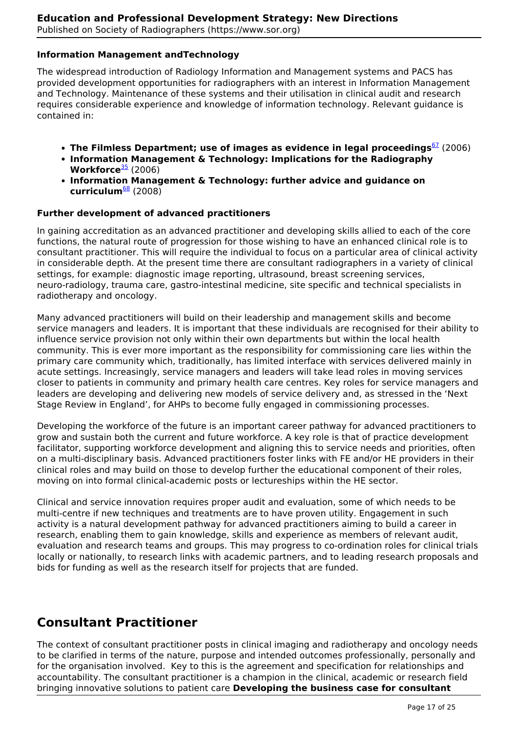**Information Management andTechnology**

The widespread introduction of Radiology Information and Management systems and PACS has provided development opportunities for radiographers with an interest in Information Management and Technology. Maintenance of these systems and their utilisation in clinical audit and research requires considerable experience and knowledge of information technology. Relevant guidance is contained in:

- **The Filmless Department; use of images as evidence in legal proceedings**[67] (2006)
- **Information Management & Technology: Implications for the Radiography Workforce**[35] (2006)
- **Information Management & Technology: further advice and guidance on curriculum**[68] (2008)

**Further development of advanced practitioners**

In gaining accreditation as an advanced practitioner and developing skills allied to each of the core functions, the natural route of progression for those wishing to have an enhanced clinical role is to consultant practitioner. This will require the individual to focus on a particular area of clinical activity in considerable depth. At the present time there are consultant radiographers in a variety of clinical settings, for example: diagnostic image reporting, ultrasound, breast screening services, neuro-radiology, trauma care, gastro-intestinal medicine, site specific and technical specialists in radiotherapy and oncology.

Many advanced practitioners will build on their leadership and management skills and become service managers and leaders. It is important that these individuals are recognised for their ability to influence service provision not only within their own departments but within the local health community. This is ever more important as the responsibility for commissioning care lies within the primary care community which, traditionally, has limited interface with services delivered mainly in acute settings. Increasingly, service managers and leaders will take lead roles in moving services closer to patients in community and primary health care centres. Key roles for service managers and leaders are developing and delivering new models of service delivery and, as stressed in the 'Next Stage Review in England', for AHPs to become fully engaged in commissioning processes.

Developing the workforce of the future is an important career pathway for advanced practitioners to grow and sustain both the current and future workforce. A key role is that of practice development facilitator, supporting workforce development and aligning this to service needs and priorities, often on a multi-disciplinary basis. Advanced practitioners foster links with FE and/or HE providers in their clinical roles and may build on those to develop further the educational component of their roles, moving on into formal clinical-academic posts or lectureships within the HE sector.

Clinical and service innovation requires proper audit and evaluation, some of which needs to be multi-centre if new techniques and treatments are to have proven utility. Engagement in such activity is a natural development pathway for advanced practitioners aiming to build a career in research, enabling them to gain knowledge, skills and experience as members of relevant audit, evaluation and research teams and groups. This may progress to co-ordination roles for clinical trials locally or nationally, to research links with academic partners, and to leading research proposals and bids for funding as well as the research itself for projects that are funded.

## Consultant Practitioner

The context of consultant practitioner posts in clinical imaging and radiotherapy and oncology needs to be clarified in terms of the nature, purpose and intended outcomes professionally, personally and for the organisation involved. Key to this is the agreement and specification for relationships and accountability. The consultant practitioner is a champion in the clinical, academic or research field bringing innovative solutions to patient care **Developing the business case for consultant**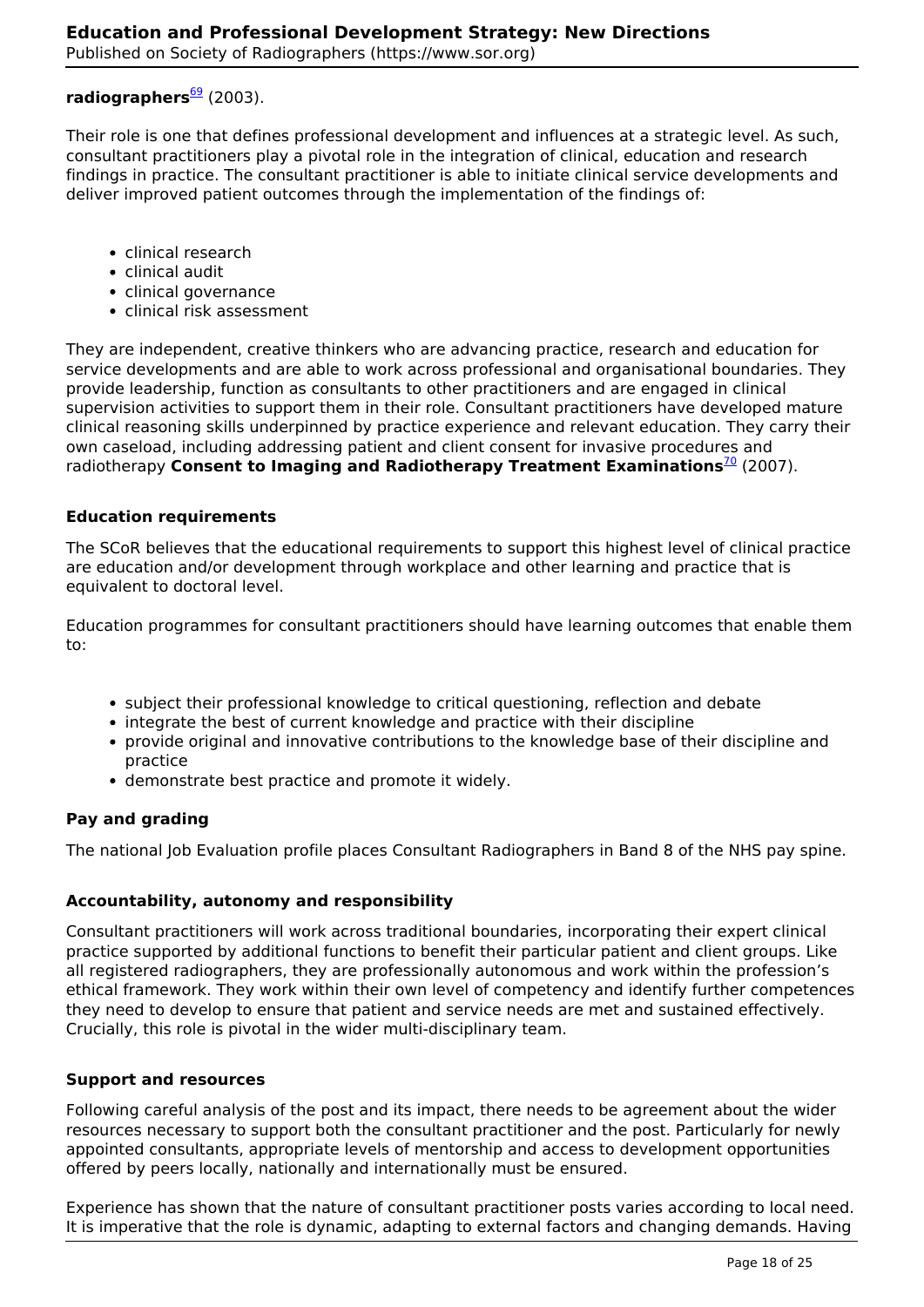**radiographers**[69] (2003).

Their role is one that defines professional development and influences at a strategic level. As such, consultant practitioners play a pivotal role in the integration of clinical, education and research findings in practice. The consultant practitioner is able to initiate clinical service developments and deliver improved patient outcomes through the implementation of the findings of:

- clinical research
- clinical audit
- clinical governance
- clinical risk assessment

They are independent, creative thinkers who are advancing practice, research and education for service developments and are able to work across professional and organisational boundaries. They provide leadership, function as consultants to other practitioners and are engaged in clinical supervision activities to support them in their role. Consultant practitioners have developed mature clinical reasoning skills underpinned by practice experience and relevant education. They carry their own caseload, including addressing patient and client consent for invasive procedures and radiotherapy **Consent to Imaging and Radiotherapy Treatment Examinations**[70] (2007).

**Education requirements**

The SCoR believes that the educational requirements to support this highest level of clinical practice are education and/or development through workplace and other learning and practice that is equivalent to doctoral level.

Education programmes for consultant practitioners should have learning outcomes that enable them to:

- subject their professional knowledge to critical questioning, reflection and debate
- integrate the best of current knowledge and practice with their discipline
- provide original and innovative contributions to the knowledge base of their discipline and practice
- demonstrate best practice and promote it widely.

**Pay and grading**

The national Job Evaluation profile places Consultant Radiographers in Band 8 of the NHS pay spine.

**Accountability, autonomy and responsibility**

Consultant practitioners will work across traditional boundaries, incorporating their expert clinical practice supported by additional functions to benefit their particular patient and client groups. Like all registered radiographers, they are professionally autonomous and work within the profession's ethical framework. They work within their own level of competency and identify further competences they need to develop to ensure that patient and service needs are met and sustained effectively. Crucially, this role is pivotal in the wider multi-disciplinary team.

**Support and resources**

Following careful analysis of the post and its impact, there needs to be agreement about the wider resources necessary to support both the consultant practitioner and the post. Particularly for newly appointed consultants, appropriate levels of mentorship and access to development opportunities offered by peers locally, nationally and internationally must be ensured.

Experience has shown that the nature of consultant practitioner posts varies according to local need. It is imperative that the role is dynamic, adapting to external factors and changing demands. Having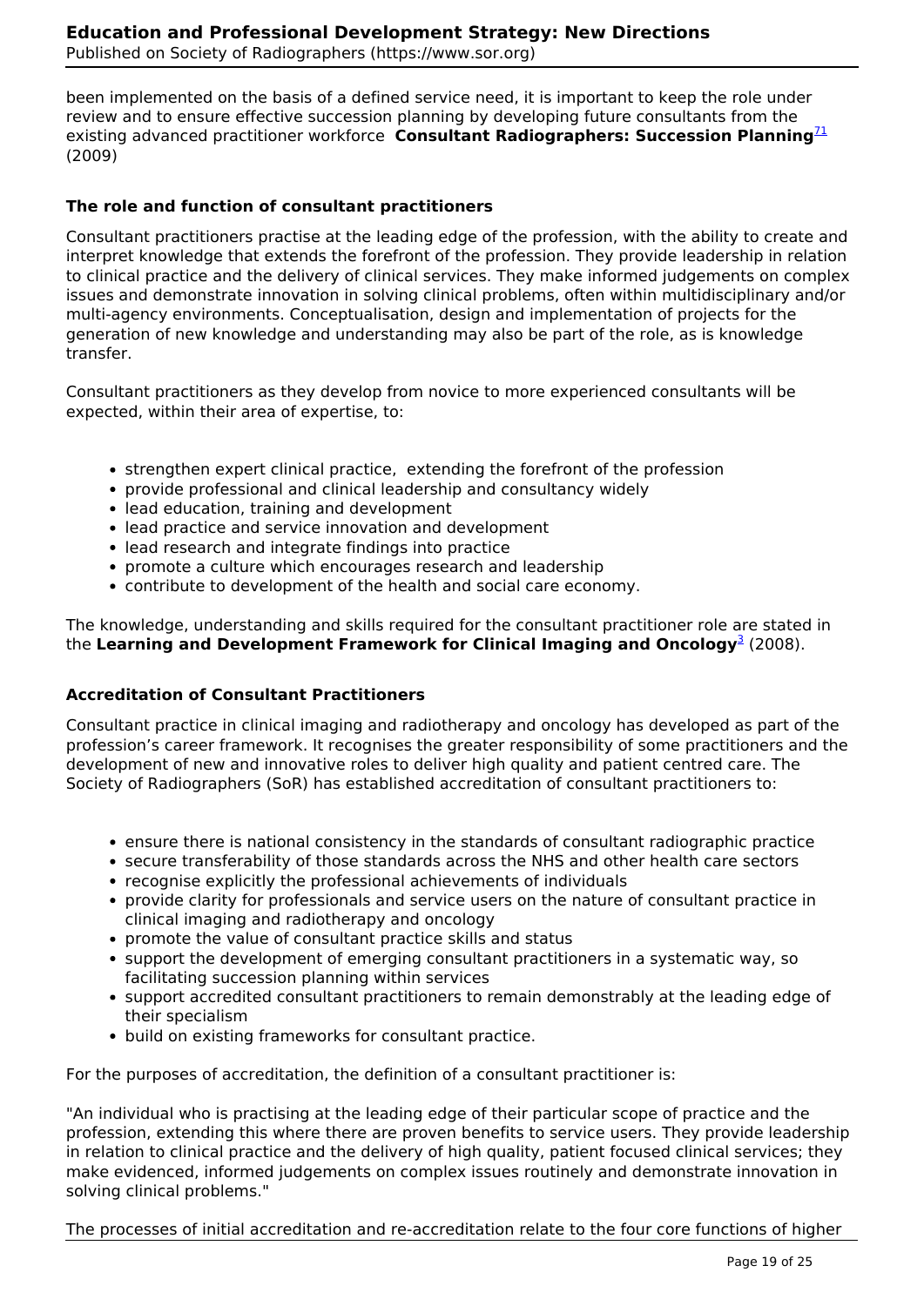been implemented on the basis of a defined service need, it is important to keep the role under review and to ensure effective succession planning by developing future consultants from the existing advanced practitioner workforce **Consultant Radiographers: Succession Planning**[71] (2009)

### The role and function of consultant practitioners

Consultant practitioners practise at the leading edge of the profession, with the ability to create and interpret knowledge that extends the forefront of the profession. They provide leadership in relation to clinical practice and the delivery of clinical services. They make informed judgements on complex issues and demonstrate innovation in solving clinical problems, often within multidisciplinary and/or multi-agency environments. Conceptualisation, design and implementation of projects for the generation of new knowledge and understanding may also be part of the role, as is knowledge transfer.

Consultant practitioners as they develop from novice to more experienced consultants will be expected, within their area of expertise, to:

- strengthen expert clinical practice, extending the forefront of the profession
- provide professional and clinical leadership and consultancy widely
- lead education, training and development
- lead practice and service innovation and development
- lead research and integrate findings into practice
- promote a culture which encourages research and leadership
- contribute to development of the health and social care economy.

The knowledge, understanding and skills required for the consultant practitioner role are stated in the **Learning and Development Framework for Clinical Imaging and Oncology**[3] (2008).

### Accreditation of Consultant Practitioners

Consultant practice in clinical imaging and radiotherapy and oncology has developed as part of the profession's career framework. It recognises the greater responsibility of some practitioners and the development of new and innovative roles to deliver high quality and patient centred care. The Society of Radiographers (SoR) has established accreditation of consultant practitioners to:

- ensure there is national consistency in the standards of consultant radiographic practice
- secure transferability of those standards across the NHS and other health care sectors
- recognise explicitly the professional achievements of individuals
- provide clarity for professionals and service users on the nature of consultant practice in clinical imaging and radiotherapy and oncology
- promote the value of consultant practice skills and status
- support the development of emerging consultant practitioners in a systematic way, so facilitating succession planning within services
- support accredited consultant practitioners to remain demonstrably at the leading edge of their specialism
- build on existing frameworks for consultant practice.

For the purposes of accreditation, the definition of a consultant practitioner is:

"An individual who is practising at the leading edge of their particular scope of practice and the profession, extending this where there are proven benefits to service users. They provide leadership in relation to clinical practice and the delivery of high quality, patient focused clinical services; they make evidenced, informed judgements on complex issues routinely and demonstrate innovation in solving clinical problems."

The processes of initial accreditation and re-accreditation relate to the four core functions of higher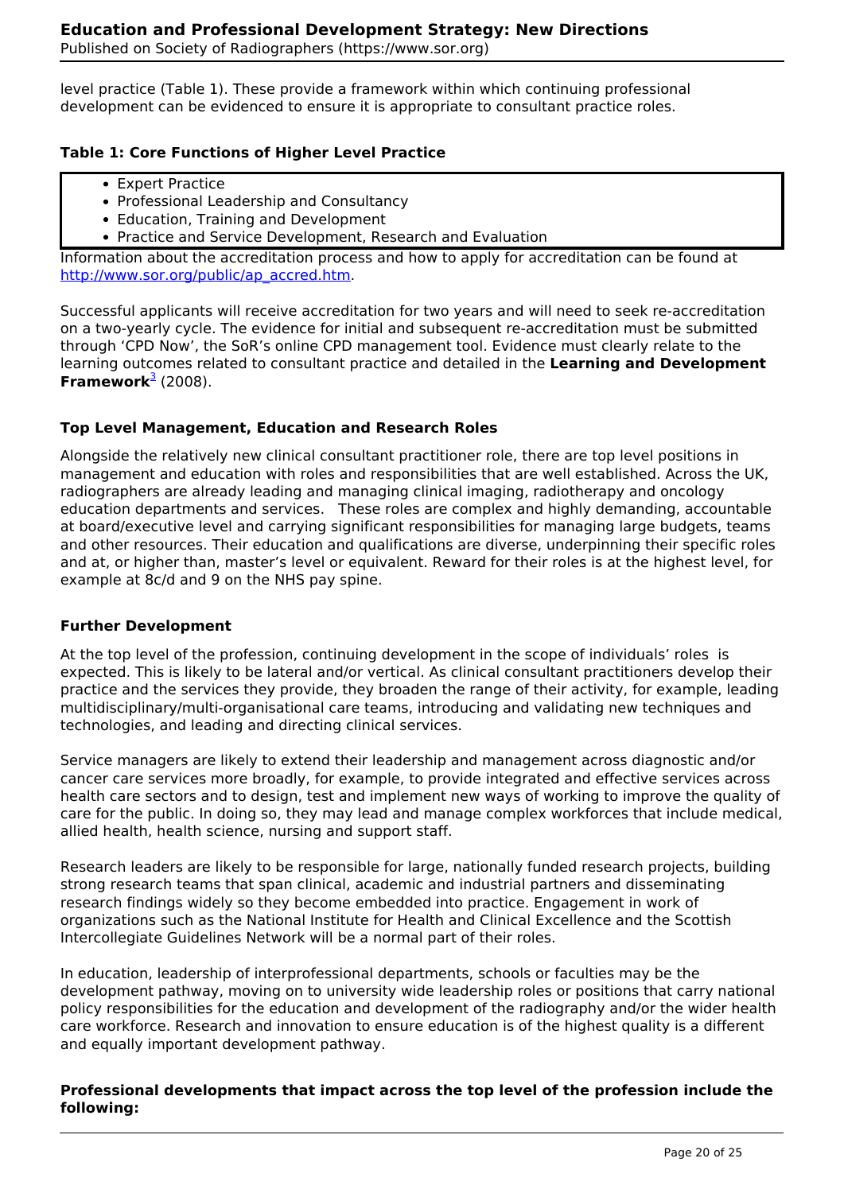level practice (Table 1). These provide a framework within which continuing professional development can be evidenced to ensure it is appropriate to consultant practice roles.

**Table 1: Core Functions of Higher Level Practice**

- Expert Practice
- Professional Leadership and Consultancy
- Education, Training and Development
- Practice and Service Development, Research and Evaluation

Information about the accreditation process and how to apply for accreditation can be found at http://www.sor.org/public/ap_accred.htm.

Successful applicants will receive accreditation for two years and will need to seek re-accreditation on a two-yearly cycle. The evidence for initial and subsequent re-accreditation must be submitted through 'CPD Now', the SoR's online CPD management tool. Evidence must clearly relate to the learning outcomes related to consultant practice and detailed in the **Learning and Development Framework**[3] (2008).

### Top Level Management, Education and Research Roles

Alongside the relatively new clinical consultant practitioner role, there are top level positions in management and education with roles and responsibilities that are well established. Across the UK, radiographers are already leading and managing clinical imaging, radiotherapy and oncology education departments and services. These roles are complex and highly demanding, accountable at board/executive level and carrying significant responsibilities for managing large budgets, teams and other resources. Their education and qualifications are diverse, underpinning their specific roles and at, or higher than, master's level or equivalent. Reward for their roles is at the highest level, for example at 8c/d and 9 on the NHS pay spine.

### Further Development

At the top level of the profession, continuing development in the scope of individuals' roles is expected. This is likely to be lateral and/or vertical. As clinical consultant practitioners develop their practice and the services they provide, they broaden the range of their activity, for example, leading multidisciplinary/multi-organisational care teams, introducing and validating new techniques and technologies, and leading and directing clinical services.

Service managers are likely to extend their leadership and management across diagnostic and/or cancer care services more broadly, for example, to provide integrated and effective services across health care sectors and to design, test and implement new ways of working to improve the quality of care for the public. In doing so, they may lead and manage complex workforces that include medical, allied health, health science, nursing and support staff.

Research leaders are likely to be responsible for large, nationally funded research projects, building strong research teams that span clinical, academic and industrial partners and disseminating research findings widely so they become embedded into practice. Engagement in work of organizations such as the National Institute for Health and Clinical Excellence and the Scottish Intercollegiate Guidelines Network will be a normal part of their roles.

In education, leadership of interprofessional departments, schools or faculties may be the development pathway, moving on to university wide leadership roles or positions that carry national policy responsibilities for the education and development of the radiography and/or the wider health care workforce. Research and innovation to ensure education is of the highest quality is a different and equally important development pathway.

**Professional developments that impact across the top level of the profession include the following:**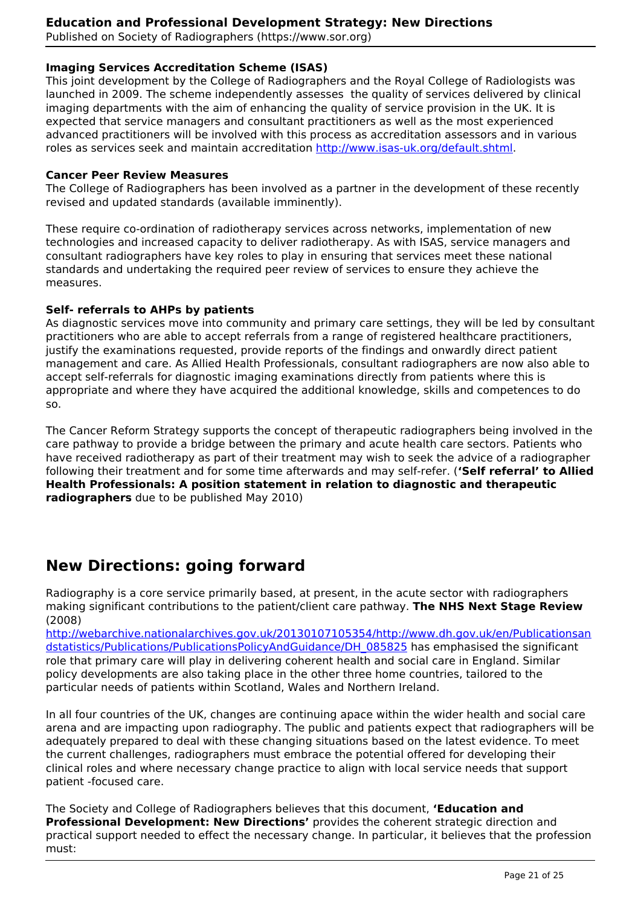**Imaging Services Accreditation Scheme (ISAS)**
This joint development by the College of Radiographers and the Royal College of Radiologists was launched in 2009. The scheme independently assesses the quality of services delivered by clinical imaging departments with the aim of enhancing the quality of service provision in the UK. It is expected that service managers and consultant practitioners as well as the most experienced advanced practitioners will be involved with this process as accreditation assessors and in various roles as services seek and maintain accreditation http://www.isas-uk.org/default.shtml.

**Cancer Peer Review Measures**
The College of Radiographers has been involved as a partner in the development of these recently revised and updated standards (available imminently).

These require co-ordination of radiotherapy services across networks, implementation of new technologies and increased capacity to deliver radiotherapy. As with ISAS, service managers and consultant radiographers have key roles to play in ensuring that services meet these national standards and undertaking the required peer review of services to ensure they achieve the measures.

**Self- referrals to AHPs by patients**
As diagnostic services move into community and primary care settings, they will be led by consultant practitioners who are able to accept referrals from a range of registered healthcare practitioners, justify the examinations requested, provide reports of the findings and onwardly direct patient management and care. As Allied Health Professionals, consultant radiographers are now also able to accept self-referrals for diagnostic imaging examinations directly from patients where this is appropriate and where they have acquired the additional knowledge, skills and competences to do so.

The Cancer Reform Strategy supports the concept of therapeutic radiographers being involved in the care pathway to provide a bridge between the primary and acute health care sectors. Patients who have received radiotherapy as part of their treatment may wish to seek the advice of a radiographer following their treatment and for some time afterwards and may self-refer. (**'Self referral' to Allied Health Professionals: A position statement in relation to diagnostic and therapeutic radiographers** due to be published May 2010)

## New Directions: going forward

Radiography is a core service primarily based, at present, in the acute sector with radiographers making significant contributions to the patient/client care pathway. **The NHS Next Stage Review** (2008) http://webarchive.nationalarchives.gov.uk/20130107105354/http://www.dh.gov.uk/en/Publicationsandstatistics/Publications/PublicationsPolicyAndGuidance/DH_085825 has emphasised the significant role that primary care will play in delivering coherent health and social care in England. Similar policy developments are also taking place in the other three home countries, tailored to the particular needs of patients within Scotland, Wales and Northern Ireland.

In all four countries of the UK, changes are continuing apace within the wider health and social care arena and are impacting upon radiography. The public and patients expect that radiographers will be adequately prepared to deal with these changing situations based on the latest evidence. To meet the current challenges, radiographers must embrace the potential offered for developing their clinical roles and where necessary change practice to align with local service needs that support patient -focused care.

The Society and College of Radiographers believes that this document, **'Education and Professional Development: New Directions'** provides the coherent strategic direction and practical support needed to effect the necessary change. In particular, it believes that the profession must: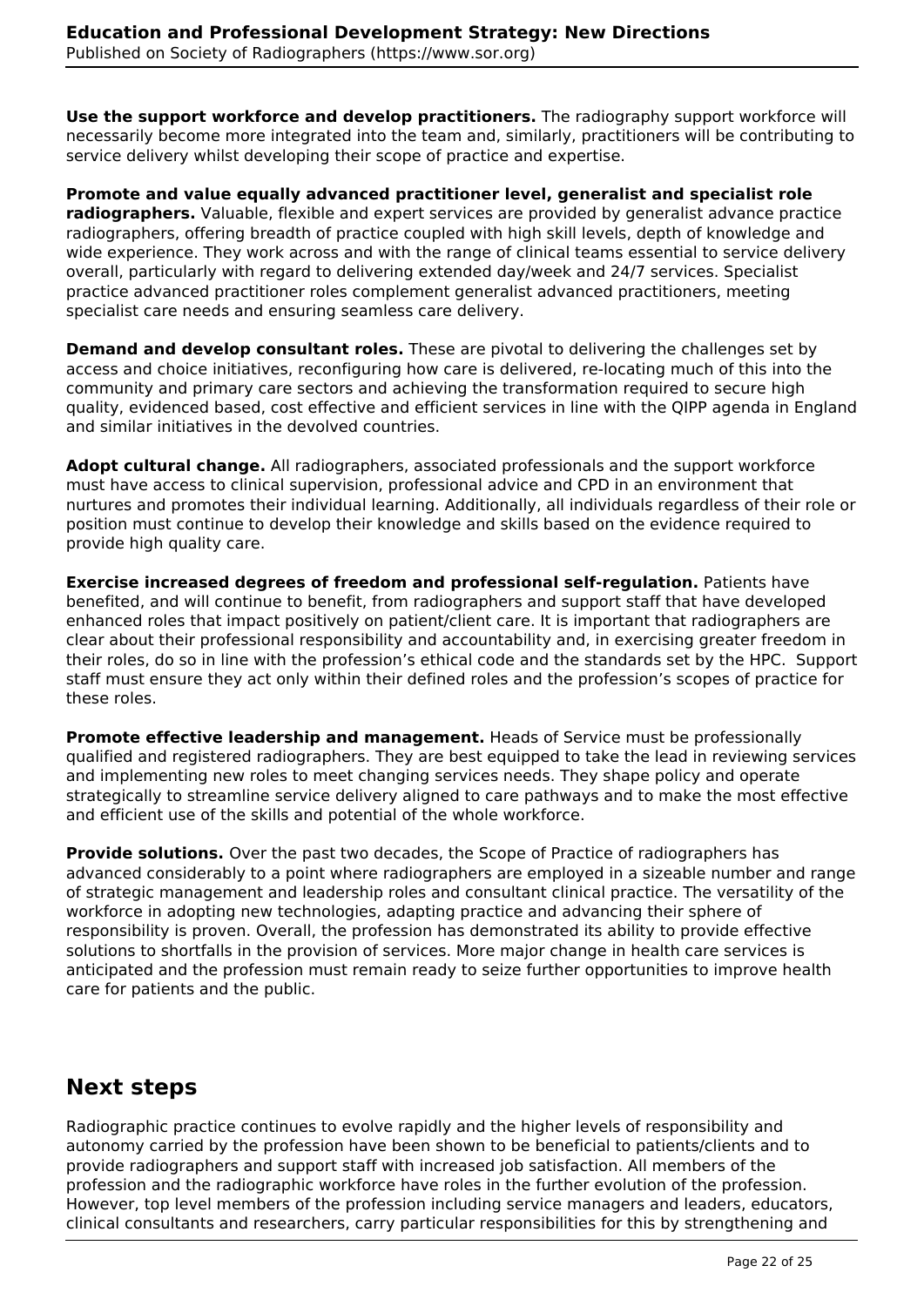**Use the support workforce and develop practitioners.** The radiography support workforce will necessarily become more integrated into the team and, similarly, practitioners will be contributing to service delivery whilst developing their scope of practice and expertise.

**Promote and value equally advanced practitioner level, generalist and specialist role radiographers.** Valuable, flexible and expert services are provided by generalist advance practice radiographers, offering breadth of practice coupled with high skill levels, depth of knowledge and wide experience. They work across and with the range of clinical teams essential to service delivery overall, particularly with regard to delivering extended day/week and 24/7 services. Specialist practice advanced practitioner roles complement generalist advanced practitioners, meeting specialist care needs and ensuring seamless care delivery.

**Demand and develop consultant roles.** These are pivotal to delivering the challenges set by access and choice initiatives, reconfiguring how care is delivered, re-locating much of this into the community and primary care sectors and achieving the transformation required to secure high quality, evidenced based, cost effective and efficient services in line with the QIPP agenda in England and similar initiatives in the devolved countries.

**Adopt cultural change.** All radiographers, associated professionals and the support workforce must have access to clinical supervision, professional advice and CPD in an environment that nurtures and promotes their individual learning. Additionally, all individuals regardless of their role or position must continue to develop their knowledge and skills based on the evidence required to provide high quality care.

**Exercise increased degrees of freedom and professional self-regulation.** Patients have benefited, and will continue to benefit, from radiographers and support staff that have developed enhanced roles that impact positively on patient/client care. It is important that radiographers are clear about their professional responsibility and accountability and, in exercising greater freedom in their roles, do so in line with the profession's ethical code and the standards set by the HPC. Support staff must ensure they act only within their defined roles and the profession's scopes of practice for these roles.

**Promote effective leadership and management.** Heads of Service must be professionally qualified and registered radiographers. They are best equipped to take the lead in reviewing services and implementing new roles to meet changing services needs. They shape policy and operate strategically to streamline service delivery aligned to care pathways and to make the most effective and efficient use of the skills and potential of the whole workforce.

**Provide solutions.** Over the past two decades, the Scope of Practice of radiographers has advanced considerably to a point where radiographers are employed in a sizeable number and range of strategic management and leadership roles and consultant clinical practice. The versatility of the workforce in adopting new technologies, adapting practice and advancing their sphere of responsibility is proven. Overall, the profession has demonstrated its ability to provide effective solutions to shortfalls in the provision of services. More major change in health care services is anticipated and the profession must remain ready to seize further opportunities to improve health care for patients and the public.

## Next steps

Radiographic practice continues to evolve rapidly and the higher levels of responsibility and autonomy carried by the profession have been shown to be beneficial to patients/clients and to provide radiographers and support staff with increased job satisfaction. All members of the profession and the radiographic workforce have roles in the further evolution of the profession. However, top level members of the profession including service managers and leaders, educators, clinical consultants and researchers, carry particular responsibilities for this by strengthening and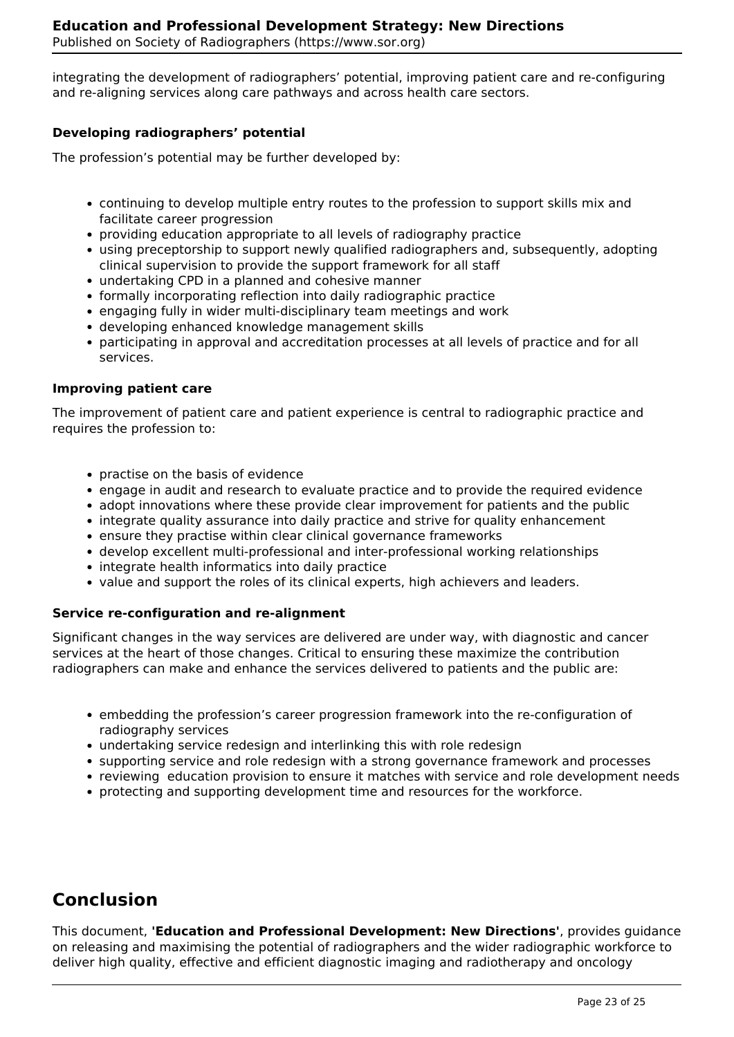integrating the development of radiographers' potential, improving patient care and re-configuring and re-aligning services along care pathways and across health care sectors.

### Developing radiographers' potential

The profession's potential may be further developed by:

- continuing to develop multiple entry routes to the profession to support skills mix and facilitate career progression
- providing education appropriate to all levels of radiography practice
- using preceptorship to support newly qualified radiographers and, subsequently, adopting clinical supervision to provide the support framework for all staff
- undertaking CPD in a planned and cohesive manner
- formally incorporating reflection into daily radiographic practice
- engaging fully in wider multi-disciplinary team meetings and work
- developing enhanced knowledge management skills
- participating in approval and accreditation processes at all levels of practice and for all services.

### Improving patient care

The improvement of patient care and patient experience is central to radiographic practice and requires the profession to:

- practise on the basis of evidence
- engage in audit and research to evaluate practice and to provide the required evidence
- adopt innovations where these provide clear improvement for patients and the public
- integrate quality assurance into daily practice and strive for quality enhancement
- ensure they practise within clear clinical governance frameworks
- develop excellent multi-professional and inter-professional working relationships
- integrate health informatics into daily practice
- value and support the roles of its clinical experts, high achievers and leaders.

### Service re-configuration and re-alignment

Significant changes in the way services are delivered are under way, with diagnostic and cancer services at the heart of those changes. Critical to ensuring these maximize the contribution radiographers can make and enhance the services delivered to patients and the public are:

- embedding the profession's career progression framework into the re-configuration of radiography services
- undertaking service redesign and interlinking this with role redesign
- supporting service and role redesign with a strong governance framework and processes
- reviewing education provision to ensure it matches with service and role development needs
- protecting and supporting development time and resources for the workforce.

## Conclusion

This document, **'Education and Professional Development: New Directions'**, provides guidance on releasing and maximising the potential of radiographers and the wider radiographic workforce to deliver high quality, effective and efficient diagnostic imaging and radiotherapy and oncology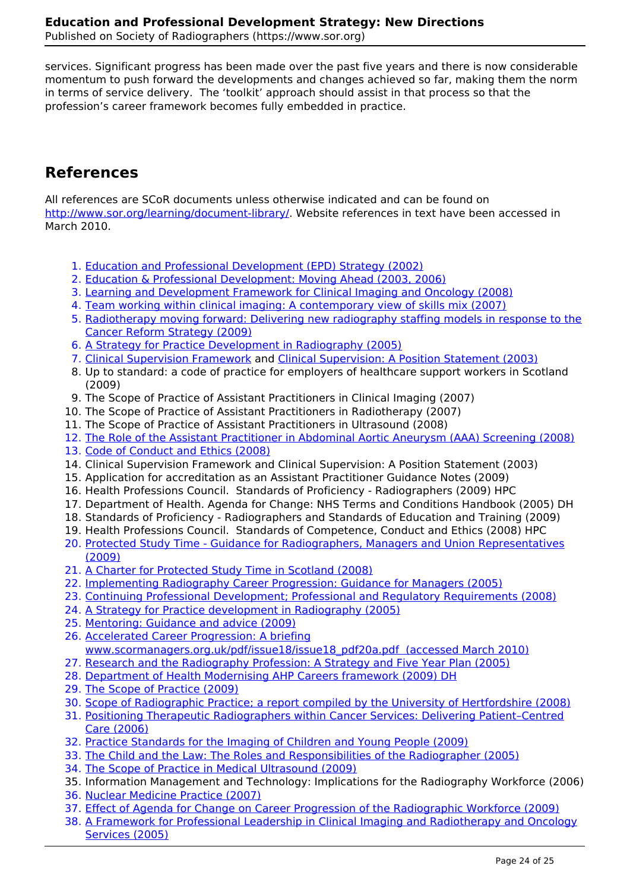services. Significant progress has been made over the past five years and there is now considerable momentum to push forward the developments and changes achieved so far, making them the norm in terms of service delivery. The 'toolkit' approach should assist in that process so that the profession's career framework becomes fully embedded in practice.

## References

All references are SCoR documents unless otherwise indicated and can be found on http://www.sor.org/learning/document-library/. Website references in text have been accessed in March 2010.

1. Education and Professional Development (EPD) Strategy (2002)
2. Education & Professional Development: Moving Ahead (2003, 2006)
3. Learning and Development Framework for Clinical Imaging and Oncology (2008)
4. Team working within clinical imaging: A contemporary view of skills mix (2007)
5. Radiotherapy moving forward: Delivering new radiography staffing models in response to the Cancer Reform Strategy (2009)
6. A Strategy for Practice Development in Radiography (2005)
7. Clinical Supervision Framework and Clinical Supervision: A Position Statement (2003)
8. Up to standard: a code of practice for employers of healthcare support workers in Scotland (2009)
9. The Scope of Practice of Assistant Practitioners in Clinical Imaging (2007)
10. The Scope of Practice of Assistant Practitioners in Radiotherapy (2007)
11. The Scope of Practice of Assistant Practitioners in Ultrasound (2008)
12. The Role of the Assistant Practitioner in Abdominal Aortic Aneurysm (AAA) Screening (2008)
13. Code of Conduct and Ethics (2008)
14. Clinical Supervision Framework and Clinical Supervision: A Position Statement (2003)
15. Application for accreditation as an Assistant Practitioner Guidance Notes (2009)
16. Health Professions Council. Standards of Proficiency - Radiographers (2009) HPC
17. Department of Health. Agenda for Change: NHS Terms and Conditions Handbook (2005) DH
18. Standards of Proficiency - Radiographers and Standards of Education and Training (2009)
19. Health Professions Council. Standards of Competence, Conduct and Ethics (2008) HPC
20. Protected Study Time - Guidance for Radiographers, Managers and Union Representatives (2009)
21. A Charter for Protected Study Time in Scotland (2008)
22. Implementing Radiography Career Progression: Guidance for Managers (2005)
23. Continuing Professional Development; Professional and Regulatory Requirements (2008)
24. A Strategy for Practice development in Radiography (2005)
25. Mentoring: Guidance and advice (2009)
26. Accelerated Career Progression: A briefing www.scormanagers.org.uk/pdf/issue18/issue18_pdf20a.pdf (accessed March 2010)
27. Research and the Radiography Profession: A Strategy and Five Year Plan (2005)
28. Department of Health Modernising AHP Careers framework (2009) DH
29. The Scope of Practice (2009)
30. Scope of Radiographic Practice; a report compiled by the University of Hertfordshire (2008)
31. Positioning Therapeutic Radiographers within Cancer Services: Delivering Patient–Centred Care (2006)
32. Practice Standards for the Imaging of Children and Young People (2009)
33. The Child and the Law: The Roles and Responsibilities of the Radiographer (2005)
34. The Scope of Practice in Medical Ultrasound (2009)
35. Information Management and Technology: Implications for the Radiography Workforce (2006)
36. Nuclear Medicine Practice (2007)
37. Effect of Agenda for Change on Career Progression of the Radiographic Workforce (2009)
38. A Framework for Professional Leadership in Clinical Imaging and Radiotherapy and Oncology Services (2005)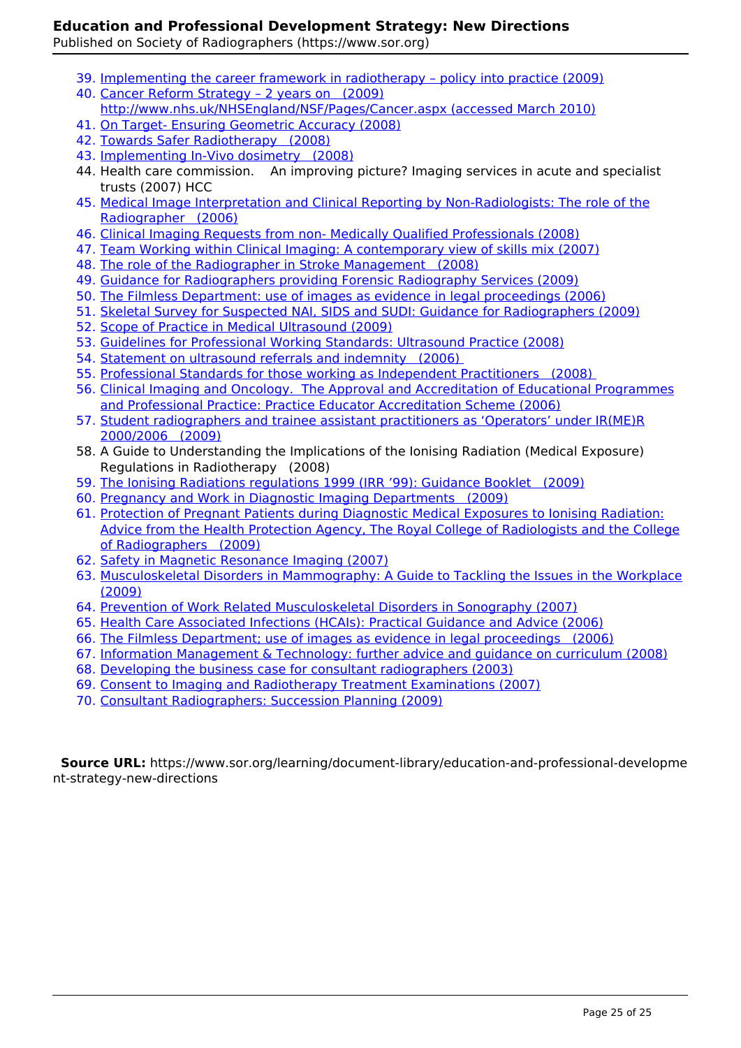39. Implementing the career framework in radiotherapy – policy into practice (2009)
40. Cancer Reform Strategy – 2 years on (2009) http://www.nhs.uk/NHSEngland/NSF/Pages/Cancer.aspx (accessed March 2010)
41. On Target- Ensuring Geometric Accuracy (2008)
42. Towards Safer Radiotherapy (2008)
43. Implementing In-Vivo dosimetry (2008)
44. Health care commission. An improving picture? Imaging services in acute and specialist trusts (2007) HCC
45. Medical Image Interpretation and Clinical Reporting by Non-Radiologists: The role of the Radiographer (2006)
46. Clinical Imaging Requests from non- Medically Qualified Professionals (2008)
47. Team Working within Clinical Imaging: A contemporary view of skills mix (2007)
48. The role of the Radiographer in Stroke Management (2008)
49. Guidance for Radiographers providing Forensic Radiography Services (2009)
50. The Filmless Department: use of images as evidence in legal proceedings (2006)
51. Skeletal Survey for Suspected NAI, SIDS and SUDI: Guidance for Radiographers (2009)
52. Scope of Practice in Medical Ultrasound (2009)
53. Guidelines for Professional Working Standards: Ultrasound Practice (2008)
54. Statement on ultrasound referrals and indemnity (2006)
55. Professional Standards for those working as Independent Practitioners (2008)
56. Clinical Imaging and Oncology. The Approval and Accreditation of Educational Programmes and Professional Practice: Practice Educator Accreditation Scheme (2006)
57. Student radiographers and trainee assistant practitioners as 'Operators' under IR(ME)R 2000/2006 (2009)
58. A Guide to Understanding the Implications of the Ionising Radiation (Medical Exposure) Regulations in Radiotherapy (2008)
59. The Ionising Radiations regulations 1999 (IRR '99): Guidance Booklet (2009)
60. Pregnancy and Work in Diagnostic Imaging Departments (2009)
61. Protection of Pregnant Patients during Diagnostic Medical Exposures to Ionising Radiation: Advice from the Health Protection Agency, The Royal College of Radiologists and the College of Radiographers (2009)
62. Safety in Magnetic Resonance Imaging (2007)
63. Musculoskeletal Disorders in Mammography: A Guide to Tackling the Issues in the Workplace (2009)
64. Prevention of Work Related Musculoskeletal Disorders in Sonography (2007)
65. Health Care Associated Infections (HCAIs): Practical Guidance and Advice (2006)
66. The Filmless Department; use of images as evidence in legal proceedings (2006)
67. Information Management & Technology: further advice and guidance on curriculum (2008)
68. Developing the business case for consultant radiographers (2003)
69. Consent to Imaging and Radiotherapy Treatment Examinations (2007)
70. Consultant Radiographers: Succession Planning (2009)

**Source URL:** https://www.sor.org/learning/document-library/education-and-professional-development-strategy-new-directions